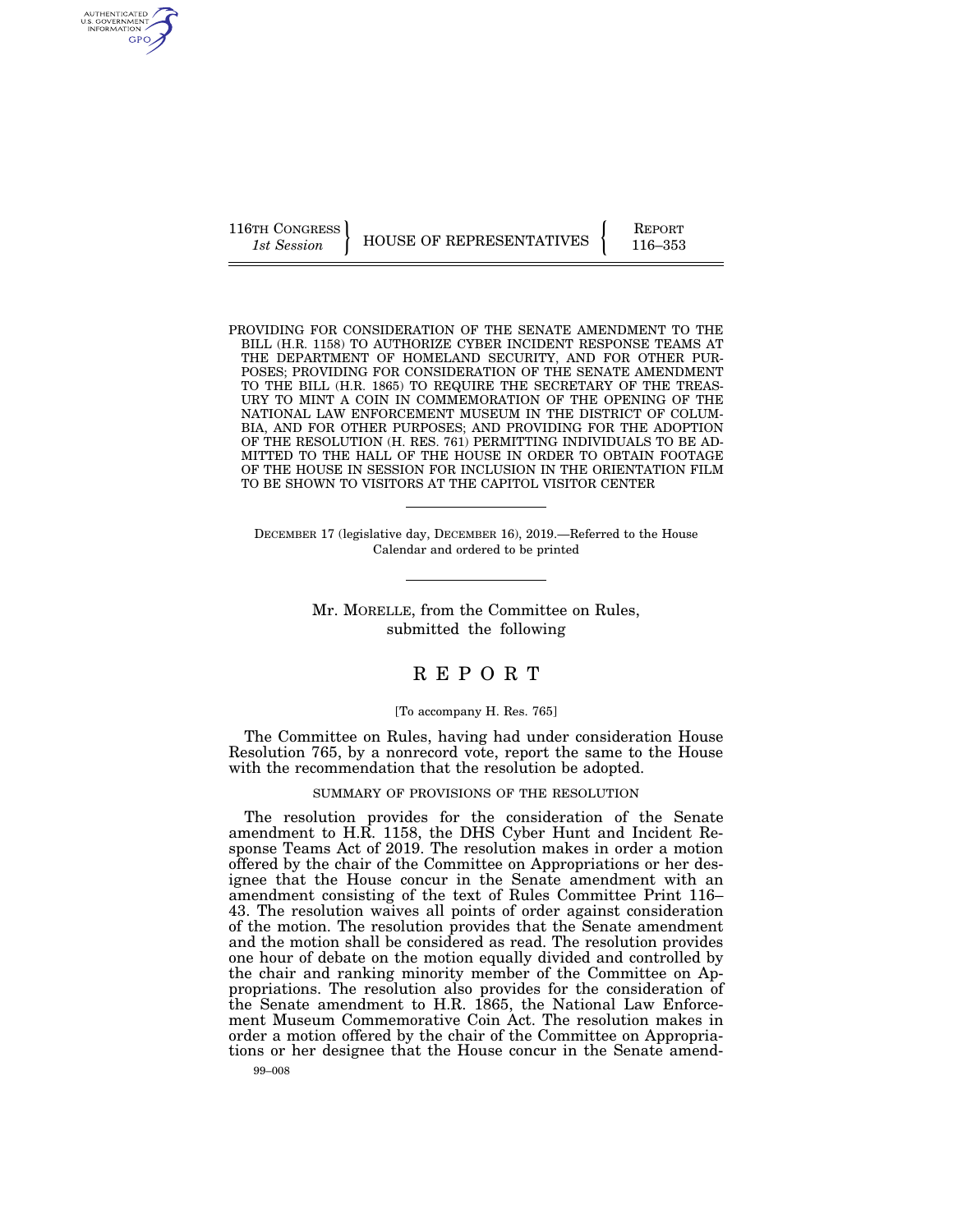116TH CONGRESS
*1st Session*

HOUSE OF REPRESENTATIVES

REPORT
116–353

PROVIDING FOR CONSIDERATION OF THE SENATE AMENDMENT TO THE BILL (H.R. 1158) TO AUTHORIZE CYBER INCIDENT RESPONSE TEAMS AT THE DEPARTMENT OF HOMELAND SECURITY, AND FOR OTHER PURPOSES; PROVIDING FOR CONSIDERATION OF THE SENATE AMENDMENT TO THE BILL (H.R. 1865) TO REQUIRE THE SECRETARY OF THE TREASURY TO MINT A COIN IN COMMEMORATION OF THE OPENING OF THE NATIONAL LAW ENFORCEMENT MUSEUM IN THE DISTRICT OF COLUMBIA, AND FOR OTHER PURPOSES; AND PROVIDING FOR THE ADOPTION OF THE RESOLUTION (H. RES. 761) PERMITTING INDIVIDUALS TO BE ADMITTED TO THE HALL OF THE HOUSE IN ORDER TO OBTAIN FOOTAGE OF THE HOUSE IN SESSION FOR INCLUSION IN THE ORIENTATION FILM TO BE SHOWN TO VISITORS AT THE CAPITOL VISITOR CENTER

DECEMBER 17 (legislative day, DECEMBER 16), 2019.—Referred to the House Calendar and ordered to be printed

Mr. MORELLE, from the Committee on Rules, submitted the following

# REPORT

[To accompany H. Res. 765]

The Committee on Rules, having had under consideration House Resolution 765, by a nonrecord vote, report the same to the House with the recommendation that the resolution be adopted.

## SUMMARY OF PROVISIONS OF THE RESOLUTION

The resolution provides for the consideration of the Senate amendment to H.R. 1158, the DHS Cyber Hunt and Incident Response Teams Act of 2019. The resolution makes in order a motion offered by the chair of the Committee on Appropriations or her designee that the House concur in the Senate amendment with an amendment consisting of the text of Rules Committee Print 116–43. The resolution waives all points of order against consideration of the motion. The resolution provides that the Senate amendment and the motion shall be considered as read. The resolution provides one hour of debate on the motion equally divided and controlled by the chair and ranking minority member of the Committee on Appropriations. The resolution also provides for the consideration of the Senate amendment to H.R. 1865, the National Law Enforcement Museum Commemorative Coin Act. The resolution makes in order a motion offered by the chair of the Committee on Appropriations or her designee that the House concur in the Senate amend-

99–008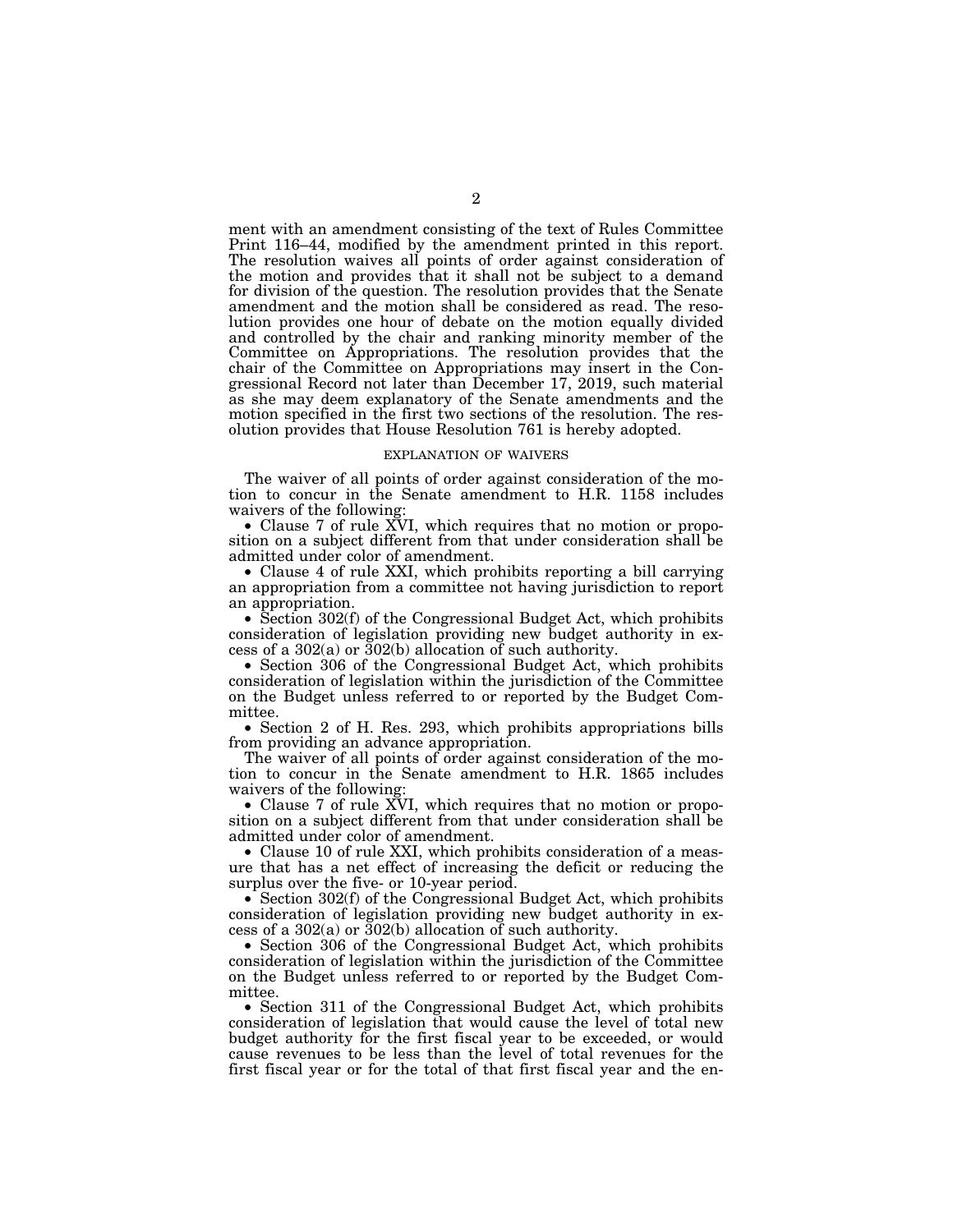ment with an amendment consisting of the text of Rules Committee Print 116–44, modified by the amendment printed in this report. The resolution waives all points of order against consideration of the motion and provides that it shall not be subject to a demand for division of the question. The resolution provides that the Senate amendment and the motion shall be considered as read. The resolution provides one hour of debate on the motion equally divided and controlled by the chair and ranking minority member of the Committee on Appropriations. The resolution provides that the chair of the Committee on Appropriations may insert in the Congressional Record not later than December 17, 2019, such material as she may deem explanatory of the Senate amendments and the motion specified in the first two sections of the resolution. The resolution provides that House Resolution 761 is hereby adopted.

## EXPLANATION OF WAIVERS

The waiver of all points of order against consideration of the motion to concur in the Senate amendment to H.R. 1158 includes waivers of the following:

- Clause 7 of rule XVI, which requires that no motion or proposition on a subject different from that under consideration shall be admitted under color of amendment.
- Clause 4 of rule XXI, which prohibits reporting a bill carrying an appropriation from a committee not having jurisdiction to report an appropriation.
- Section 302(f) of the Congressional Budget Act, which prohibits consideration of legislation providing new budget authority in excess of a 302(a) or 302(b) allocation of such authority.
- Section 306 of the Congressional Budget Act, which prohibits consideration of legislation within the jurisdiction of the Committee on the Budget unless referred to or reported by the Budget Committee.
- Section 2 of H. Res. 293, which prohibits appropriations bills from providing an advance appropriation.

The waiver of all points of order against consideration of the motion to concur in the Senate amendment to H.R. 1865 includes waivers of the following:

- Clause 7 of rule XVI, which requires that no motion or proposition on a subject different from that under consideration shall be admitted under color of amendment.
- Clause 10 of rule XXI, which prohibits consideration of a measure that has a net effect of increasing the deficit or reducing the surplus over the five- or 10-year period.
- Section 302(f) of the Congressional Budget Act, which prohibits consideration of legislation providing new budget authority in excess of a 302(a) or 302(b) allocation of such authority.
- Section 306 of the Congressional Budget Act, which prohibits consideration of legislation within the jurisdiction of the Committee on the Budget unless referred to or reported by the Budget Committee.
- Section 311 of the Congressional Budget Act, which prohibits consideration of legislation that would cause the level of total new budget authority for the first fiscal year to be exceeded, or would cause revenues to be less than the level of total revenues for the first fiscal year or for the total of that first fiscal year and the en-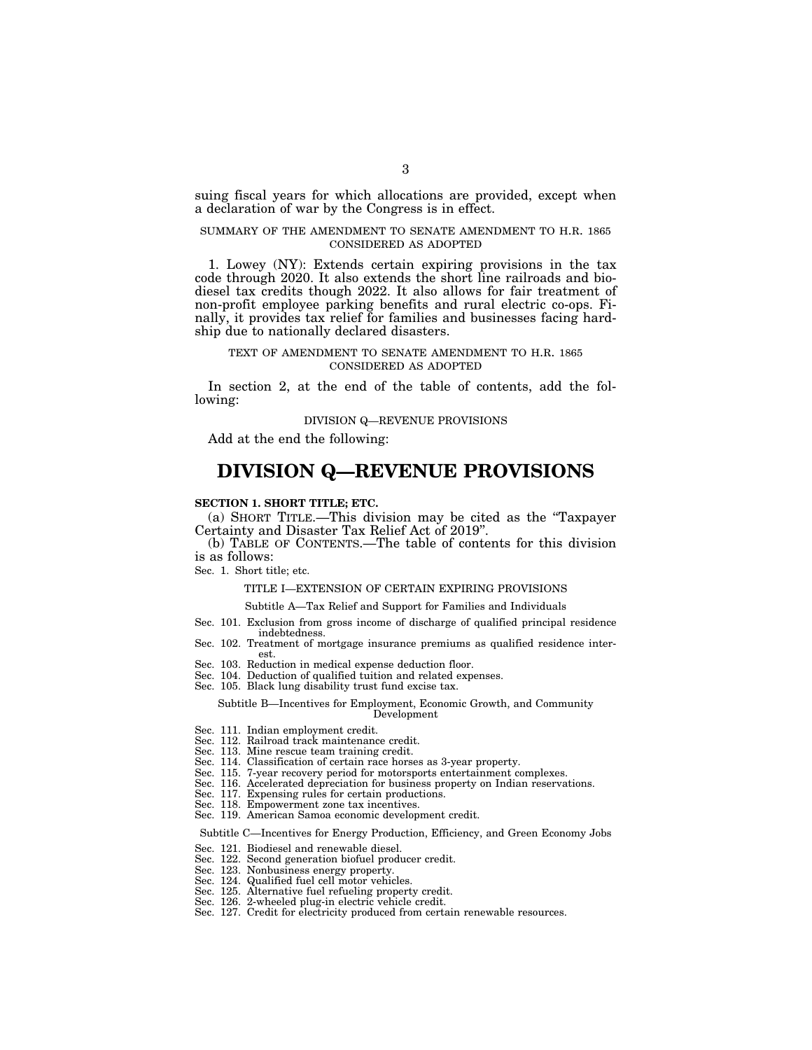suing fiscal years for which allocations are provided, except when a declaration of war by the Congress is in effect.

SUMMARY OF THE AMENDMENT TO SENATE AMENDMENT TO H.R. 1865 CONSIDERED AS ADOPTED

1. Lowey (NY): Extends certain expiring provisions in the tax code through 2020. It also extends the short line railroads and biodiesel tax credits though 2022. It also allows for fair treatment of non-profit employee parking benefits and rural electric co-ops. Finally, it provides tax relief for families and businesses facing hardship due to nationally declared disasters.

TEXT OF AMENDMENT TO SENATE AMENDMENT TO H.R. 1865 CONSIDERED AS ADOPTED

In section 2, at the end of the table of contents, add the following:

DIVISION Q—REVENUE PROVISIONS

Add at the end the following:

# DIVISION Q—REVENUE PROVISIONS

**SECTION 1. SHORT TITLE; ETC.**

(a) SHORT TITLE.—This division may be cited as the "Taxpayer Certainty and Disaster Tax Relief Act of 2019".

(b) TABLE OF CONTENTS.—The table of contents for this division is as follows:

Sec. 1. Short title; etc.

TITLE I—EXTENSION OF CERTAIN EXPIRING PROVISIONS

Subtitle A—Tax Relief and Support for Families and Individuals

Sec. 101. Exclusion from gross income of discharge of qualified principal residence indebtedness.
Sec. 102. Treatment of mortgage insurance premiums as qualified residence interest.
Sec. 103. Reduction in medical expense deduction floor.
Sec. 104. Deduction of qualified tuition and related expenses.
Sec. 105. Black lung disability trust fund excise tax.

Subtitle B—Incentives for Employment, Economic Growth, and Community Development

Sec. 111. Indian employment credit.
Sec. 112. Railroad track maintenance credit.
Sec. 113. Mine rescue team training credit.
Sec. 114. Classification of certain race horses as 3-year property.
Sec. 115. 7-year recovery period for motorsports entertainment complexes.
Sec. 116. Accelerated depreciation for business property on Indian reservations.
Sec. 117. Expensing rules for certain productions.
Sec. 118. Empowerment zone tax incentives.
Sec. 119. American Samoa economic development credit.

Subtitle C—Incentives for Energy Production, Efficiency, and Green Economy Jobs

Sec. 121. Biodiesel and renewable diesel.
Sec. 122. Second generation biofuel producer credit.
Sec. 123. Nonbusiness energy property.
Sec. 124. Qualified fuel cell motor vehicles.
Sec. 125. Alternative fuel refueling property credit.
Sec. 126. 2-wheeled plug-in electric vehicle credit.
Sec. 127. Credit for electricity produced from certain renewable resources.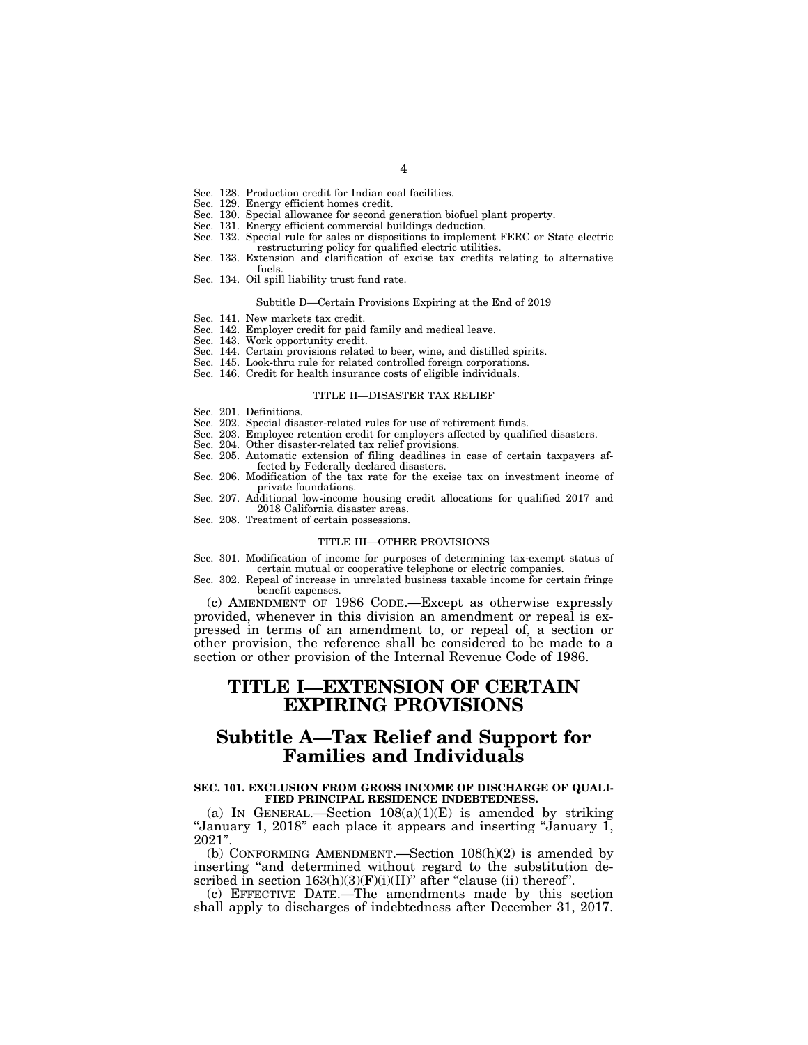Sec. 128. Production credit for Indian coal facilities.
Sec. 129. Energy efficient homes credit.
Sec. 130. Special allowance for second generation biofuel plant property.
Sec. 131. Energy efficient commercial buildings deduction.
Sec. 132. Special rule for sales or dispositions to implement FERC or State electric restructuring policy for qualified electric utilities.
Sec. 133. Extension and clarification of excise tax credits relating to alternative fuels.
Sec. 134. Oil spill liability trust fund rate.

Subtitle D—Certain Provisions Expiring at the End of 2019

Sec. 141. New markets tax credit.
Sec. 142. Employer credit for paid family and medical leave.
Sec. 143. Work opportunity credit.
Sec. 144. Certain provisions related to beer, wine, and distilled spirits.
Sec. 145. Look-thru rule for related controlled foreign corporations.
Sec. 146. Credit for health insurance costs of eligible individuals.

TITLE II—DISASTER TAX RELIEF

Sec. 201. Definitions.
Sec. 202. Special disaster-related rules for use of retirement funds.
Sec. 203. Employee retention credit for employers affected by qualified disasters.
Sec. 204. Other disaster-related tax relief provisions.
Sec. 205. Automatic extension of filing deadlines in case of certain taxpayers affected by Federally declared disasters.
Sec. 206. Modification of the tax rate for the excise tax on investment income of private foundations.
Sec. 207. Additional low-income housing credit allocations for qualified 2017 and 2018 California disaster areas.
Sec. 208. Treatment of certain possessions.

TITLE III—OTHER PROVISIONS

Sec. 301. Modification of income for purposes of determining tax-exempt status of certain mutual or cooperative telephone or electric companies.
Sec. 302. Repeal of increase in unrelated business taxable income for certain fringe benefit expenses.

(c) AMENDMENT OF 1986 CODE.—Except as otherwise expressly provided, whenever in this division an amendment or repeal is expressed in terms of an amendment to, or repeal of, a section or other provision, the reference shall be considered to be made to a section or other provision of the Internal Revenue Code of 1986.

# TITLE I—EXTENSION OF CERTAIN EXPIRING PROVISIONS

## Subtitle A—Tax Relief and Support for Families and Individuals

### SEC. 101. EXCLUSION FROM GROSS INCOME OF DISCHARGE OF QUALIFIED PRINCIPAL RESIDENCE INDEBTEDNESS.

(a) IN GENERAL.—Section 108(a)(1)(E) is amended by striking "January 1, 2018" each place it appears and inserting "January 1, 2021".

(b) CONFORMING AMENDMENT.—Section 108(h)(2) is amended by inserting "and determined without regard to the substitution described in section 163(h)(3)(F)(i)(II)" after "clause (ii) thereof".

(c) EFFECTIVE DATE.—The amendments made by this section shall apply to discharges of indebtedness after December 31, 2017.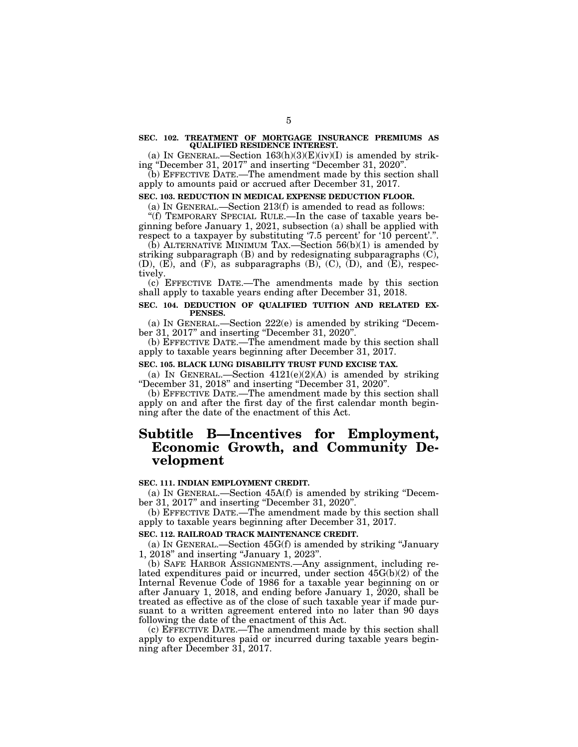**SEC. 102. TREATMENT OF MORTGAGE INSURANCE PREMIUMS AS QUALIFIED RESIDENCE INTEREST.**

(a) IN GENERAL.—Section 163(h)(3)(E)(iv)(I) is amended by striking "December 31, 2017" and inserting "December 31, 2020".

(b) EFFECTIVE DATE.—The amendment made by this section shall apply to amounts paid or accrued after December 31, 2017.

**SEC. 103. REDUCTION IN MEDICAL EXPENSE DEDUCTION FLOOR.**

(a) IN GENERAL.—Section 213(f) is amended to read as follows:

"(f) TEMPORARY SPECIAL RULE.—In the case of taxable years beginning before January 1, 2021, subsection (a) shall be applied with respect to a taxpayer by substituting '7.5 percent' for '10 percent'.".

(b) ALTERNATIVE MINIMUM TAX.—Section 56(b)(1) is amended by striking subparagraph (B) and by redesignating subparagraphs (C), (D), (E), and (F), as subparagraphs (B), (C), (D), and (E), respectively.

(c) EFFECTIVE DATE.—The amendments made by this section shall apply to taxable years ending after December 31, 2018.

**SEC. 104. DEDUCTION OF QUALIFIED TUITION AND RELATED EXPENSES.**

(a) IN GENERAL.—Section 222(e) is amended by striking "December 31, 2017" and inserting "December 31, 2020".

(b) EFFECTIVE DATE.—The amendment made by this section shall apply to taxable years beginning after December 31, 2017.

**SEC. 105. BLACK LUNG DISABILITY TRUST FUND EXCISE TAX.**

(a) IN GENERAL.—Section 4121(e)(2)(A) is amended by striking "December 31, 2018" and inserting "December 31, 2020".

(b) EFFECTIVE DATE.—The amendment made by this section shall apply on and after the first day of the first calendar month beginning after the date of the enactment of this Act.

## Subtitle B—Incentives for Employment, Economic Growth, and Community Development

**SEC. 111. INDIAN EMPLOYMENT CREDIT.**

(a) IN GENERAL.—Section 45A(f) is amended by striking "December 31, 2017" and inserting "December 31, 2020".

(b) EFFECTIVE DATE.—The amendment made by this section shall apply to taxable years beginning after December 31, 2017.

**SEC. 112. RAILROAD TRACK MAINTENANCE CREDIT.**

(a) IN GENERAL.—Section 45G(f) is amended by striking "January 1, 2018" and inserting "January 1, 2023".

(b) SAFE HARBOR ASSIGNMENTS.—Any assignment, including related expenditures paid or incurred, under section 45G(b)(2) of the Internal Revenue Code of 1986 for a taxable year beginning on or after January 1, 2018, and ending before January 1, 2020, shall be treated as effective as of the close of such taxable year if made pursuant to a written agreement entered into no later than 90 days following the date of the enactment of this Act.

(c) EFFECTIVE DATE.—The amendment made by this section shall apply to expenditures paid or incurred during taxable years beginning after December 31, 2017.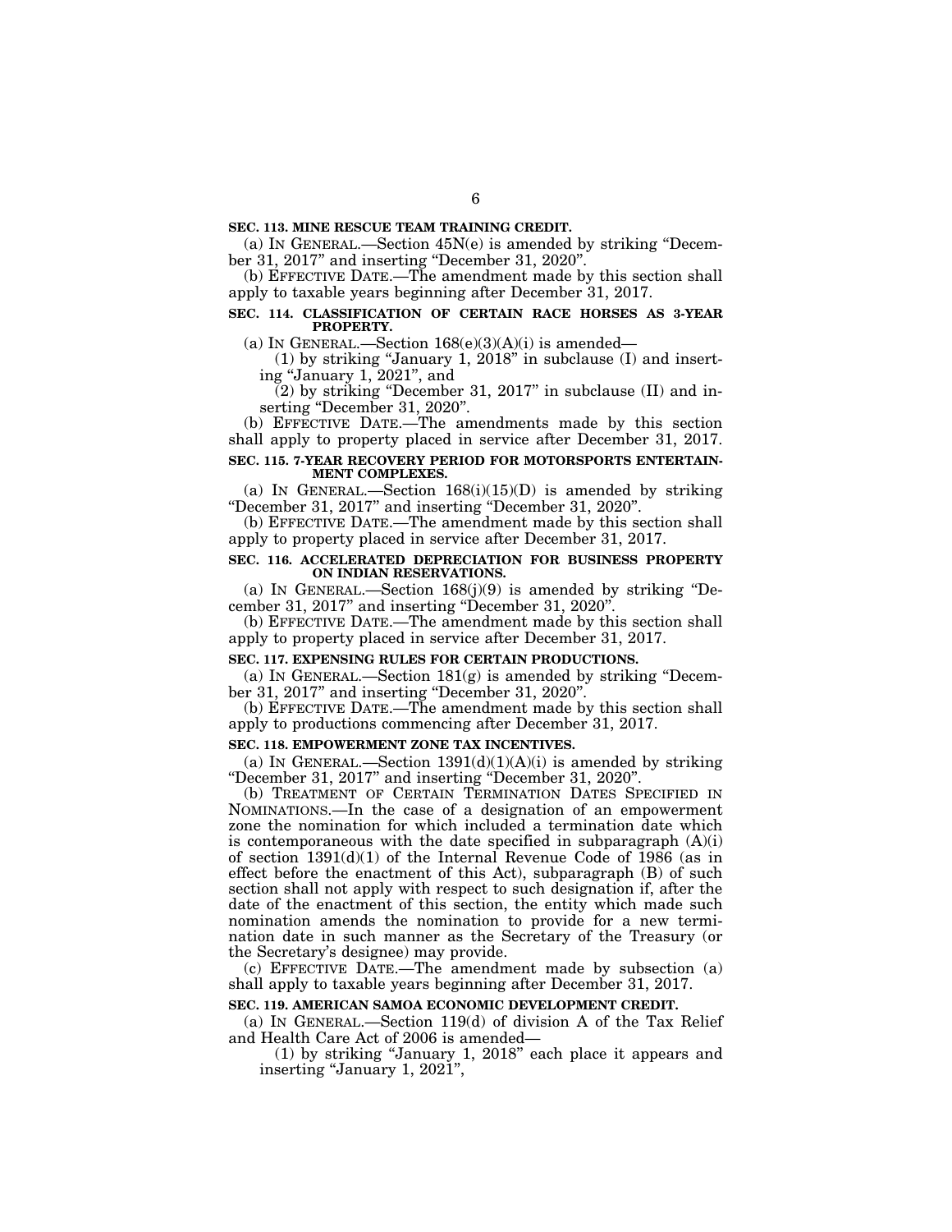**SEC. 113. MINE RESCUE TEAM TRAINING CREDIT.**

(a) IN GENERAL.—Section 45N(e) is amended by striking "December 31, 2017" and inserting "December 31, 2020".

(b) EFFECTIVE DATE.—The amendment made by this section shall apply to taxable years beginning after December 31, 2017.

**SEC. 114. CLASSIFICATION OF CERTAIN RACE HORSES AS 3-YEAR PROPERTY.**

(a) IN GENERAL.—Section 168(e)(3)(A)(i) is amended—

(1) by striking "January 1, 2018" in subclause (I) and inserting "January 1, 2021", and

(2) by striking "December 31, 2017" in subclause (II) and inserting "December 31, 2020".

(b) EFFECTIVE DATE.—The amendments made by this section shall apply to property placed in service after December 31, 2017.

**SEC. 115. 7-YEAR RECOVERY PERIOD FOR MOTORSPORTS ENTERTAINMENT COMPLEXES.**

(a) IN GENERAL.—Section 168(i)(15)(D) is amended by striking "December 31, 2017" and inserting "December 31, 2020".

(b) EFFECTIVE DATE.—The amendment made by this section shall apply to property placed in service after December 31, 2017.

**SEC. 116. ACCELERATED DEPRECIATION FOR BUSINESS PROPERTY ON INDIAN RESERVATIONS.**

(a) IN GENERAL.—Section 168(j)(9) is amended by striking "December 31, 2017" and inserting "December 31, 2020".

(b) EFFECTIVE DATE.—The amendment made by this section shall apply to property placed in service after December 31, 2017.

**SEC. 117. EXPENSING RULES FOR CERTAIN PRODUCTIONS.**

(a) IN GENERAL.—Section 181(g) is amended by striking "December 31, 2017" and inserting "December 31, 2020".

(b) EFFECTIVE DATE.—The amendment made by this section shall apply to productions commencing after December 31, 2017.

**SEC. 118. EMPOWERMENT ZONE TAX INCENTIVES.**

(a) IN GENERAL.—Section 1391(d)(1)(A)(i) is amended by striking "December 31, 2017" and inserting "December 31, 2020".

(b) TREATMENT OF CERTAIN TERMINATION DATES SPECIFIED IN NOMINATIONS.—In the case of a designation of an empowerment zone the nomination for which included a termination date which is contemporaneous with the date specified in subparagraph (A)(i) of section 1391(d)(1) of the Internal Revenue Code of 1986 (as in effect before the enactment of this Act), subparagraph (B) of such section shall not apply with respect to such designation if, after the date of the enactment of this section, the entity which made such nomination amends the nomination to provide for a new termination date in such manner as the Secretary of the Treasury (or the Secretary's designee) may provide.

(c) EFFECTIVE DATE.—The amendment made by subsection (a) shall apply to taxable years beginning after December 31, 2017.

**SEC. 119. AMERICAN SAMOA ECONOMIC DEVELOPMENT CREDIT.**

(a) IN GENERAL.—Section 119(d) of division A of the Tax Relief and Health Care Act of 2006 is amended—

(1) by striking "January 1, 2018" each place it appears and inserting "January 1, 2021",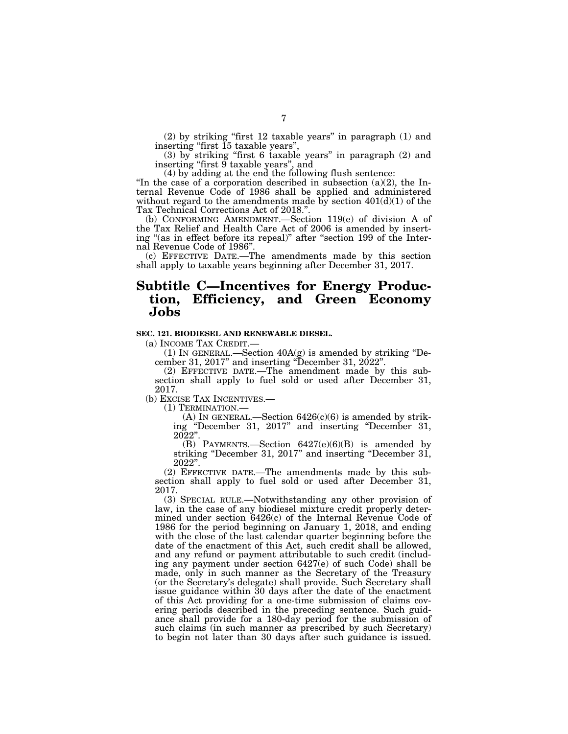(2) by striking "first 12 taxable years" in paragraph (1) and inserting "first 15 taxable years",

(3) by striking "first 6 taxable years" in paragraph (2) and inserting "first 9 taxable years", and

(4) by adding at the end the following flush sentence:

"In the case of a corporation described in subsection (a)(2), the Internal Revenue Code of 1986 shall be applied and administered without regard to the amendments made by section 401(d)(1) of the Tax Technical Corrections Act of 2018.".

(b) CONFORMING AMENDMENT.—Section 119(e) of division A of the Tax Relief and Health Care Act of 2006 is amended by inserting "(as in effect before its repeal)" after "section 199 of the Internal Revenue Code of 1986".

(c) EFFECTIVE DATE.—The amendments made by this section shall apply to taxable years beginning after December 31, 2017.

# Subtitle C—Incentives for Energy Production, Efficiency, and Green Economy Jobs

**SEC. 121. BIODIESEL AND RENEWABLE DIESEL.**

(a) INCOME TAX CREDIT.—

(1) IN GENERAL.—Section 40A(g) is amended by striking "December 31, 2017" and inserting "December 31, 2022".

(2) EFFECTIVE DATE.—The amendment made by this subsection shall apply to fuel sold or used after December 31, 2017.

(b) EXCISE TAX INCENTIVES.—

(1) TERMINATION.—

(A) IN GENERAL.—Section 6426(c)(6) is amended by striking "December 31, 2017" and inserting "December 31, 2022".

(B) PAYMENTS.—Section 6427(e)(6)(B) is amended by striking "December 31, 2017" and inserting "December 31, 2022".

(2) EFFECTIVE DATE.—The amendments made by this subsection shall apply to fuel sold or used after December 31, 2017.

(3) SPECIAL RULE.—Notwithstanding any other provision of law, in the case of any biodiesel mixture credit properly determined under section 6426(c) of the Internal Revenue Code of 1986 for the period beginning on January 1, 2018, and ending with the close of the last calendar quarter beginning before the date of the enactment of this Act, such credit shall be allowed, and any refund or payment attributable to such credit (including any payment under section 6427(e) of such Code) shall be made, only in such manner as the Secretary of the Treasury (or the Secretary's delegate) shall provide. Such Secretary shall issue guidance within 30 days after the date of the enactment of this Act providing for a one-time submission of claims covering periods described in the preceding sentence. Such guidance shall provide for a 180-day period for the submission of such claims (in such manner as prescribed by such Secretary) to begin not later than 30 days after such guidance is issued.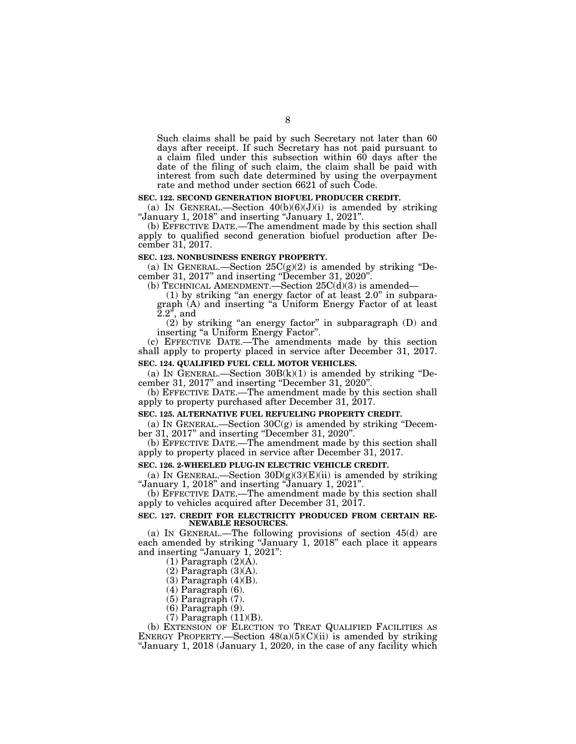Such claims shall be paid by such Secretary not later than 60 days after receipt. If such Secretary has not paid pursuant to a claim filed under this subsection within 60 days after the date of the filing of such claim, the claim shall be paid with interest from such date determined by using the overpayment rate and method under section 6621 of such Code.

**SEC. 122. SECOND GENERATION BIOFUEL PRODUCER CREDIT.**

(a) IN GENERAL.—Section 40(b)(6)(J)(i) is amended by striking "January 1, 2018" and inserting "January 1, 2021".

(b) EFFECTIVE DATE.—The amendment made by this section shall apply to qualified second generation biofuel production after December 31, 2017.

**SEC. 123. NONBUSINESS ENERGY PROPERTY.**

(a) IN GENERAL.—Section 25C(g)(2) is amended by striking "December 31, 2017" and inserting "December 31, 2020".

(b) TECHNICAL AMENDMENT.—Section 25C(d)(3) is amended—

(1) by striking "an energy factor of at least 2.0" in subparagraph (A) and inserting "a Uniform Energy Factor of at least 2.2", and

(2) by striking "an energy factor" in subparagraph (D) and inserting "a Uniform Energy Factor".

(c) EFFECTIVE DATE.—The amendments made by this section shall apply to property placed in service after December 31, 2017.

**SEC. 124. QUALIFIED FUEL CELL MOTOR VEHICLES.**

(a) IN GENERAL.—Section 30B(k)(1) is amended by striking "December 31, 2017" and inserting "December 31, 2020".

(b) EFFECTIVE DATE.—The amendment made by this section shall apply to property purchased after December 31, 2017.

**SEC. 125. ALTERNATIVE FUEL REFUELING PROPERTY CREDIT.**

(a) IN GENERAL.—Section 30C(g) is amended by striking "December 31, 2017" and inserting "December 31, 2020".

(b) EFFECTIVE DATE.—The amendment made by this section shall apply to property placed in service after December 31, 2017.

**SEC. 126. 2-WHEELED PLUG-IN ELECTRIC VEHICLE CREDIT.**

(a) IN GENERAL.—Section 30D(g)(3)(E)(ii) is amended by striking "January 1, 2018" and inserting "January 1, 2021".

(b) EFFECTIVE DATE.—The amendment made by this section shall apply to vehicles acquired after December 31, 2017.

**SEC. 127. CREDIT FOR ELECTRICITY PRODUCED FROM CERTAIN RENEWABLE RESOURCES.**

(a) IN GENERAL.—The following provisions of section 45(d) are each amended by striking "January 1, 2018" each place it appears and inserting "January 1, 2021":

(1) Paragraph (2)(A).

(2) Paragraph (3)(A).

(3) Paragraph (4)(B).

(4) Paragraph (6).

(5) Paragraph (7).

(6) Paragraph (9).

(7) Paragraph (11)(B).

(b) EXTENSION OF ELECTION TO TREAT QUALIFIED FACILITIES AS ENERGY PROPERTY.—Section 48(a)(5)(C)(ii) is amended by striking "January 1, 2018 (January 1, 2020, in the case of any facility which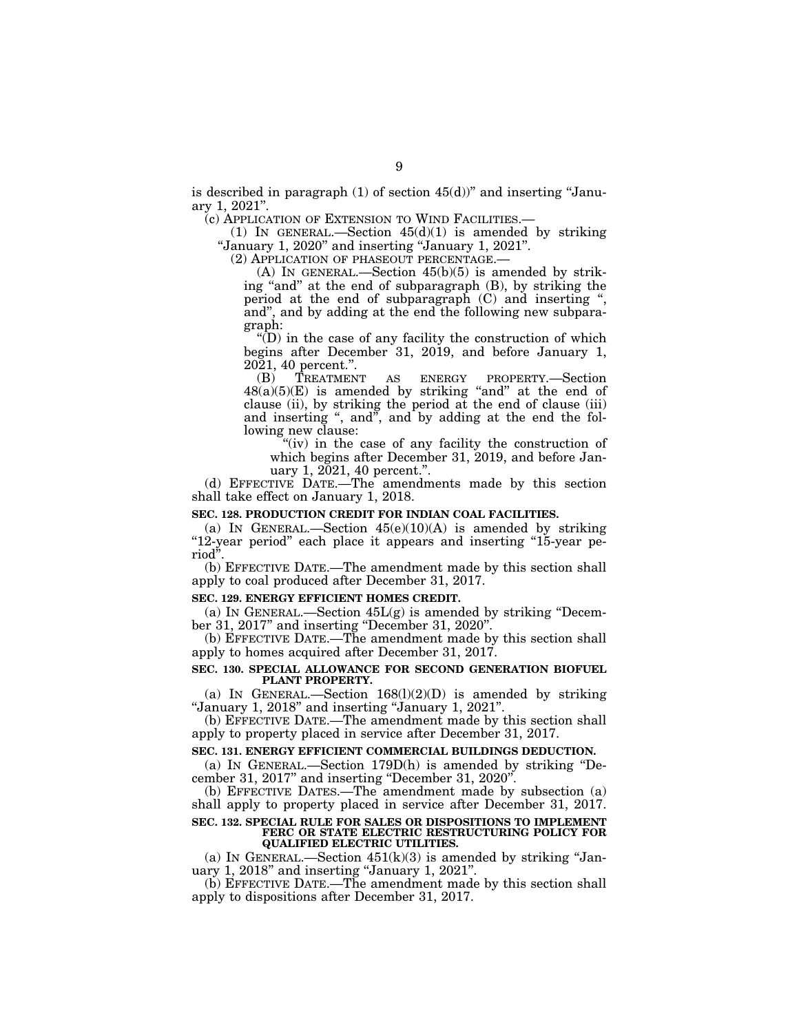is described in paragraph (1) of section 45(d))" and inserting "January 1, 2021".

(c) APPLICATION OF EXTENSION TO WIND FACILITIES.—

(1) IN GENERAL.—Section 45(d)(1) is amended by striking "January 1, 2020" and inserting "January 1, 2021".

(2) APPLICATION OF PHASEOUT PERCENTAGE.—

(A) IN GENERAL.—Section 45(b)(5) is amended by striking "and" at the end of subparagraph (B), by striking the period at the end of subparagraph (C) and inserting ", and", and by adding at the end the following new subparagraph:

"(D) in the case of any facility the construction of which begins after December 31, 2019, and before January 1, 2021, 40 percent.".

(B) TREATMENT AS ENERGY PROPERTY.—Section 48(a)(5)(E) is amended by striking "and" at the end of clause (ii), by striking the period at the end of clause (iii) and inserting ", and", and by adding at the end the following new clause:

"(iv) in the case of any facility the construction of which begins after December 31, 2019, and before January 1, 2021, 40 percent.".

(d) EFFECTIVE DATE.—The amendments made by this section shall take effect on January 1, 2018.

**SEC. 128. PRODUCTION CREDIT FOR INDIAN COAL FACILITIES.**

(a) IN GENERAL.—Section 45(e)(10)(A) is amended by striking "12-year period" each place it appears and inserting "15-year period".

(b) EFFECTIVE DATE.—The amendment made by this section shall apply to coal produced after December 31, 2017.

**SEC. 129. ENERGY EFFICIENT HOMES CREDIT.**

(a) IN GENERAL.—Section 45L(g) is amended by striking "December 31, 2017" and inserting "December 31, 2020".

(b) EFFECTIVE DATE.—The amendment made by this section shall apply to homes acquired after December 31, 2017.

**SEC. 130. SPECIAL ALLOWANCE FOR SECOND GENERATION BIOFUEL PLANT PROPERTY.**

(a) IN GENERAL.—Section 168(l)(2)(D) is amended by striking "January 1, 2018" and inserting "January 1, 2021".

(b) EFFECTIVE DATE.—The amendment made by this section shall apply to property placed in service after December 31, 2017.

**SEC. 131. ENERGY EFFICIENT COMMERCIAL BUILDINGS DEDUCTION.**

(a) IN GENERAL.—Section 179D(h) is amended by striking "December 31, 2017" and inserting "December 31, 2020".

(b) EFFECTIVE DATES.—The amendment made by subsection (a) shall apply to property placed in service after December 31, 2017.

**SEC. 132. SPECIAL RULE FOR SALES OR DISPOSITIONS TO IMPLEMENT FERC OR STATE ELECTRIC RESTRUCTURING POLICY FOR QUALIFIED ELECTRIC UTILITIES.**

(a) IN GENERAL.—Section 451(k)(3) is amended by striking "January 1, 2018" and inserting "January 1, 2021".

(b) EFFECTIVE DATE.—The amendment made by this section shall apply to dispositions after December 31, 2017.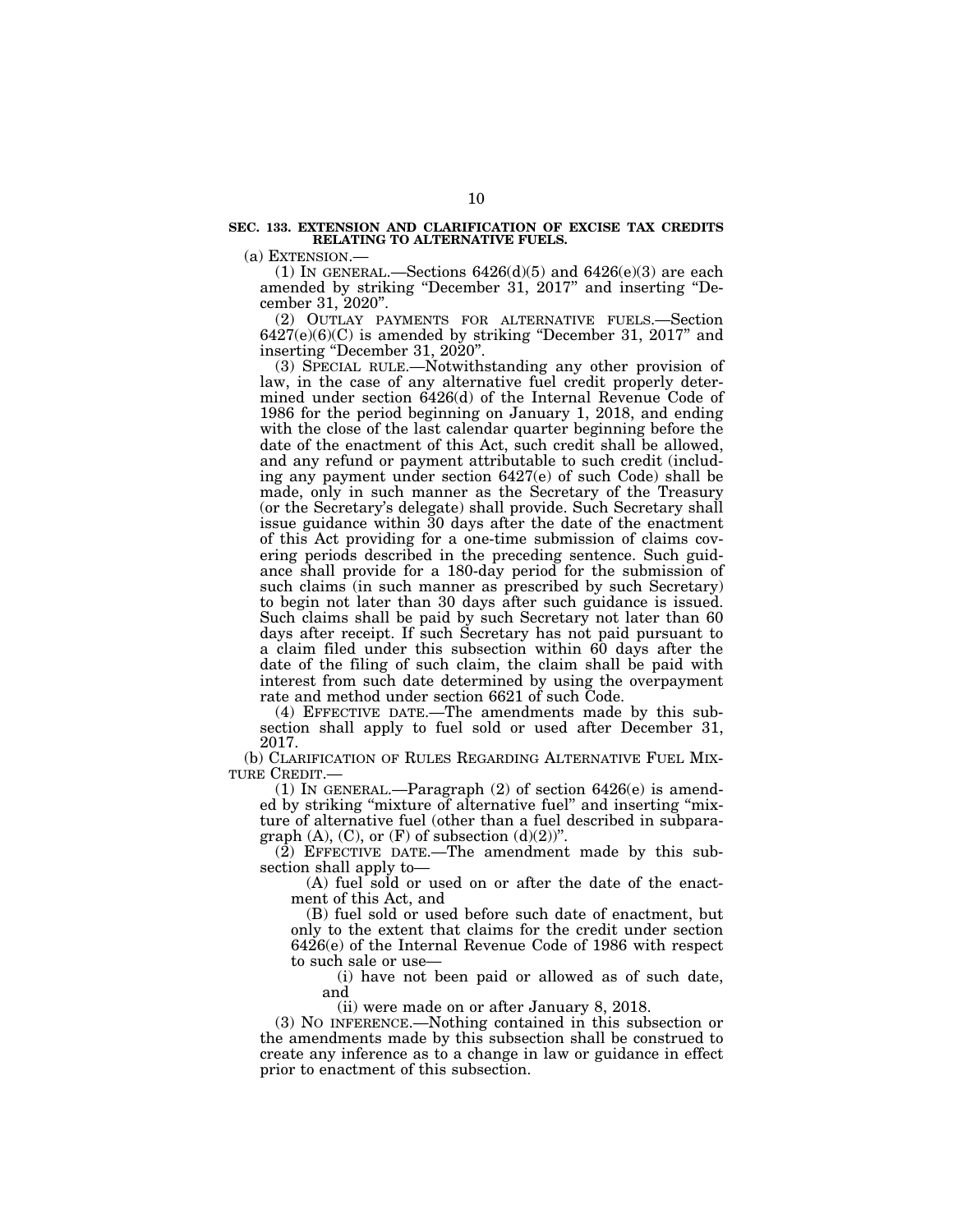**SEC. 133. EXTENSION AND CLARIFICATION OF EXCISE TAX CREDITS RELATING TO ALTERNATIVE FUELS.**

(a) EXTENSION.—

(1) IN GENERAL.—Sections 6426(d)(5) and 6426(e)(3) are each amended by striking "December 31, 2017" and inserting "December 31, 2020".

(2) OUTLAY PAYMENTS FOR ALTERNATIVE FUELS.—Section 6427(e)(6)(C) is amended by striking "December 31, 2017" and inserting "December 31, 2020".

(3) SPECIAL RULE.—Notwithstanding any other provision of law, in the case of any alternative fuel credit properly determined under section 6426(d) of the Internal Revenue Code of 1986 for the period beginning on January 1, 2018, and ending with the close of the last calendar quarter beginning before the date of the enactment of this Act, such credit shall be allowed, and any refund or payment attributable to such credit (including any payment under section 6427(e) of such Code) shall be made, only in such manner as the Secretary of the Treasury (or the Secretary's delegate) shall provide. Such Secretary shall issue guidance within 30 days after the date of the enactment of this Act providing for a one-time submission of claims covering periods described in the preceding sentence. Such guidance shall provide for a 180-day period for the submission of such claims (in such manner as prescribed by such Secretary) to begin not later than 30 days after such guidance is issued. Such claims shall be paid by such Secretary not later than 60 days after receipt. If such Secretary has not paid pursuant to a claim filed under this subsection within 60 days after the date of the filing of such claim, the claim shall be paid with interest from such date determined by using the overpayment rate and method under section 6621 of such Code.

(4) EFFECTIVE DATE.—The amendments made by this subsection shall apply to fuel sold or used after December 31, 2017.

(b) CLARIFICATION OF RULES REGARDING ALTERNATIVE FUEL MIXTURE CREDIT.—

(1) IN GENERAL.—Paragraph (2) of section 6426(e) is amended by striking "mixture of alternative fuel" and inserting "mixture of alternative fuel (other than a fuel described in subparagraph (A), (C), or (F) of subsection (d)(2))".

(2) EFFECTIVE DATE.—The amendment made by this subsection shall apply to—

(A) fuel sold or used on or after the date of the enactment of this Act, and

(B) fuel sold or used before such date of enactment, but only to the extent that claims for the credit under section 6426(e) of the Internal Revenue Code of 1986 with respect to such sale or use—

(i) have not been paid or allowed as of such date, and

(ii) were made on or after January 8, 2018.

(3) NO INFERENCE.—Nothing contained in this subsection or the amendments made by this subsection shall be construed to create any inference as to a change in law or guidance in effect prior to enactment of this subsection.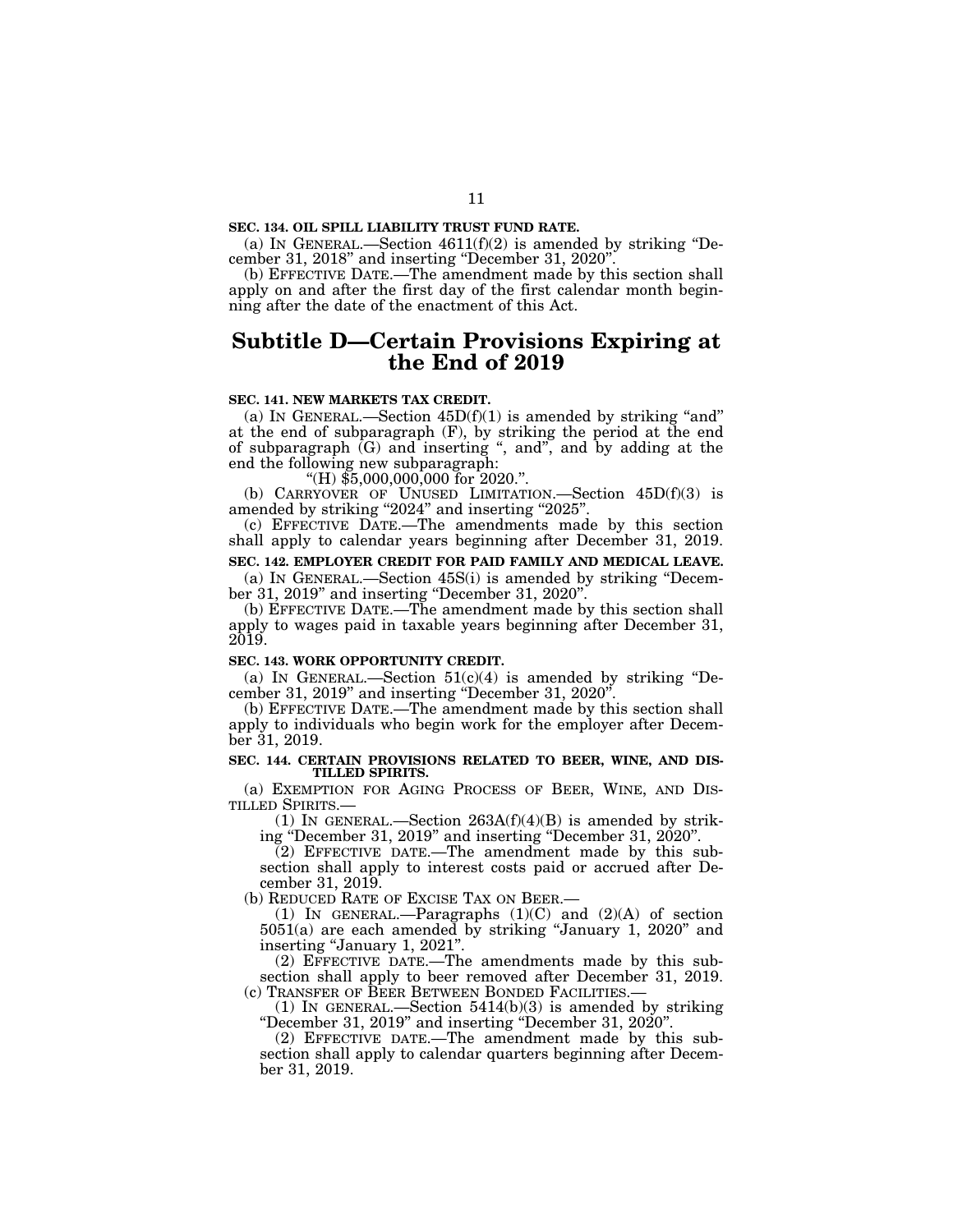**SEC. 134. OIL SPILL LIABILITY TRUST FUND RATE.**

(a) IN GENERAL.—Section 4611(f)(2) is amended by striking "December 31, 2018" and inserting "December 31, 2020".

(b) EFFECTIVE DATE.—The amendment made by this section shall apply on and after the first day of the first calendar month beginning after the date of the enactment of this Act.

# Subtitle D—Certain Provisions Expiring at the End of 2019

**SEC. 141. NEW MARKETS TAX CREDIT.**

(a) IN GENERAL.—Section 45D(f)(1) is amended by striking "and" at the end of subparagraph (F), by striking the period at the end of subparagraph (G) and inserting ", and", and by adding at the end the following new subparagraph:

"(H) $5,000,000,000 for 2020.".

(b) CARRYOVER OF UNUSED LIMITATION.—Section 45D(f)(3) is amended by striking "2024" and inserting "2025".

(c) EFFECTIVE DATE.—The amendments made by this section shall apply to calendar years beginning after December 31, 2019.

**SEC. 142. EMPLOYER CREDIT FOR PAID FAMILY AND MEDICAL LEAVE.**

(a) IN GENERAL.—Section 45S(i) is amended by striking "December 31, 2019" and inserting "December 31, 2020".

(b) EFFECTIVE DATE.—The amendment made by this section shall apply to wages paid in taxable years beginning after December 31, 2019.

**SEC. 143. WORK OPPORTUNITY CREDIT.**

(a) IN GENERAL.—Section 51(c)(4) is amended by striking "December 31, 2019" and inserting "December 31, 2020".

(b) EFFECTIVE DATE.—The amendment made by this section shall apply to individuals who begin work for the employer after December 31, 2019.

**SEC. 144. CERTAIN PROVISIONS RELATED TO BEER, WINE, AND DISTILLED SPIRITS.**

(a) EXEMPTION FOR AGING PROCESS OF BEER, WINE, AND DISTILLED SPIRITS.—

(1) IN GENERAL.—Section 263A(f)(4)(B) is amended by striking "December 31, 2019" and inserting "December 31, 2020".

(2) EFFECTIVE DATE.—The amendment made by this subsection shall apply to interest costs paid or accrued after December 31, 2019.

(b) REDUCED RATE OF EXCISE TAX ON BEER.—

(1) IN GENERAL.—Paragraphs (1)(C) and (2)(A) of section 5051(a) are each amended by striking "January 1, 2020" and inserting "January 1, 2021".

(2) EFFECTIVE DATE.—The amendments made by this subsection shall apply to beer removed after December 31, 2019.

(c) TRANSFER OF BEER BETWEEN BONDED FACILITIES.—

(1) IN GENERAL.—Section 5414(b)(3) is amended by striking "December 31, 2019" and inserting "December 31, 2020".

(2) EFFECTIVE DATE.—The amendment made by this subsection shall apply to calendar quarters beginning after December 31, 2019.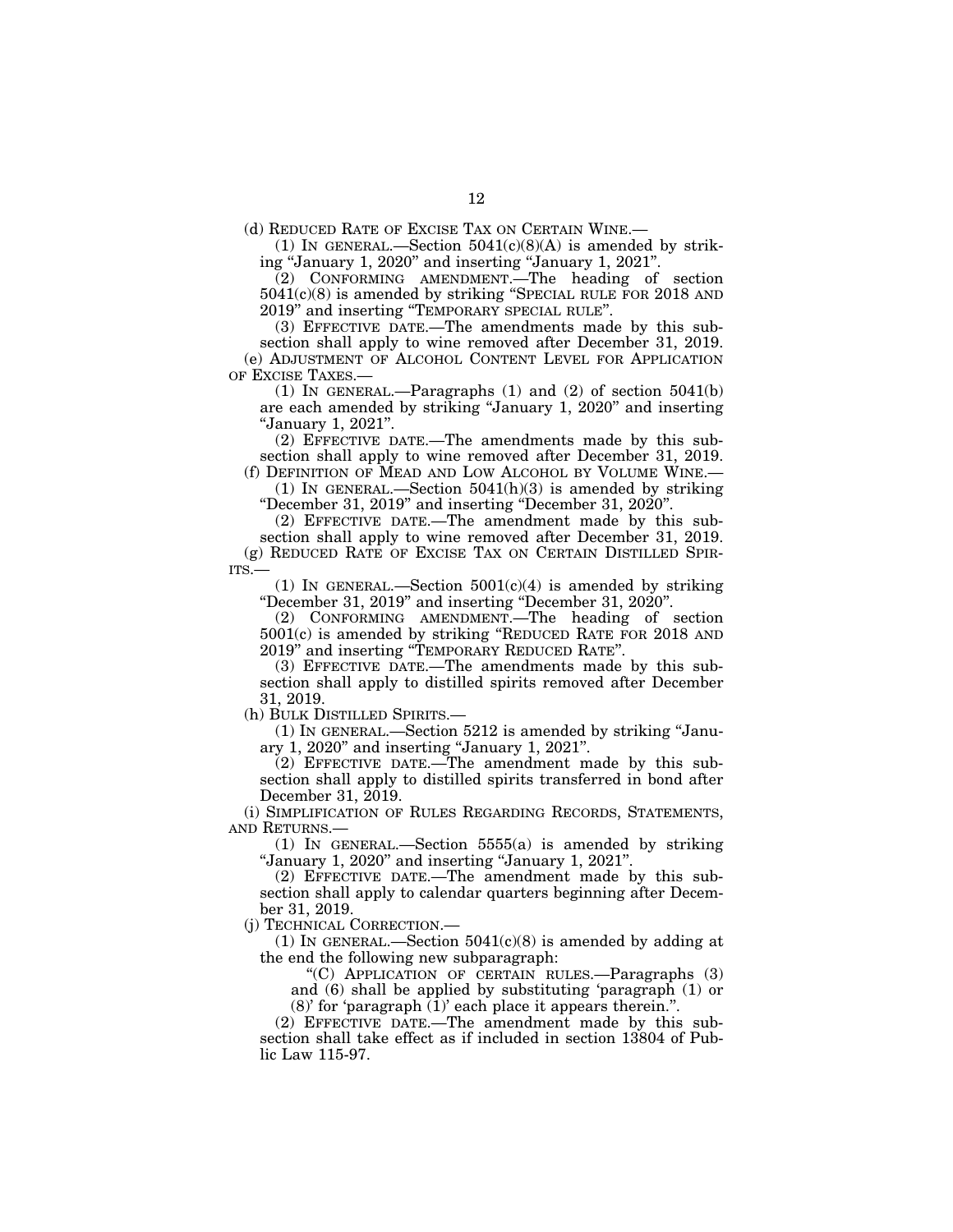(d) REDUCED RATE OF EXCISE TAX ON CERTAIN WINE.—

(1) IN GENERAL.—Section 5041(c)(8)(A) is amended by striking "January 1, 2020" and inserting "January 1, 2021".

(2) CONFORMING AMENDMENT.—The heading of section 5041(c)(8) is amended by striking "SPECIAL RULE FOR 2018 AND 2019" and inserting "TEMPORARY SPECIAL RULE".

(3) EFFECTIVE DATE.—The amendments made by this subsection shall apply to wine removed after December 31, 2019.

(e) ADJUSTMENT OF ALCOHOL CONTENT LEVEL FOR APPLICATION OF EXCISE TAXES.—

(1) IN GENERAL.—Paragraphs (1) and (2) of section 5041(b) are each amended by striking "January 1, 2020" and inserting "January 1, 2021".

(2) EFFECTIVE DATE.—The amendments made by this subsection shall apply to wine removed after December 31, 2019.

(f) DEFINITION OF MEAD AND LOW ALCOHOL BY VOLUME WINE.—

(1) IN GENERAL.—Section 5041(h)(3) is amended by striking "December 31, 2019" and inserting "December 31, 2020".

(2) EFFECTIVE DATE.—The amendment made by this subsection shall apply to wine removed after December 31, 2019.

(g) REDUCED RATE OF EXCISE TAX ON CERTAIN DISTILLED SPIRITS.—

(1) IN GENERAL.—Section 5001(c)(4) is amended by striking "December 31, 2019" and inserting "December 31, 2020".

(2) CONFORMING AMENDMENT.—The heading of section 5001(c) is amended by striking "REDUCED RATE FOR 2018 AND 2019" and inserting "TEMPORARY REDUCED RATE".

(3) EFFECTIVE DATE.—The amendments made by this subsection shall apply to distilled spirits removed after December 31, 2019.

(h) BULK DISTILLED SPIRITS.—

(1) IN GENERAL.—Section 5212 is amended by striking "January 1, 2020" and inserting "January 1, 2021".

(2) EFFECTIVE DATE.—The amendment made by this subsection shall apply to distilled spirits transferred in bond after December 31, 2019.

(i) SIMPLIFICATION OF RULES REGARDING RECORDS, STATEMENTS, AND RETURNS.—

(1) IN GENERAL.—Section 5555(a) is amended by striking "January 1, 2020" and inserting "January 1, 2021".

(2) EFFECTIVE DATE.—The amendment made by this subsection shall apply to calendar quarters beginning after December 31, 2019.

(j) TECHNICAL CORRECTION.—

(1) IN GENERAL.—Section 5041(c)(8) is amended by adding at the end the following new subparagraph:

"(C) APPLICATION OF CERTAIN RULES.—Paragraphs (3) and (6) shall be applied by substituting 'paragraph (1) or (8)' for 'paragraph (1)' each place it appears therein.".

(2) EFFECTIVE DATE.—The amendment made by this subsection shall take effect as if included in section 13804 of Public Law 115-97.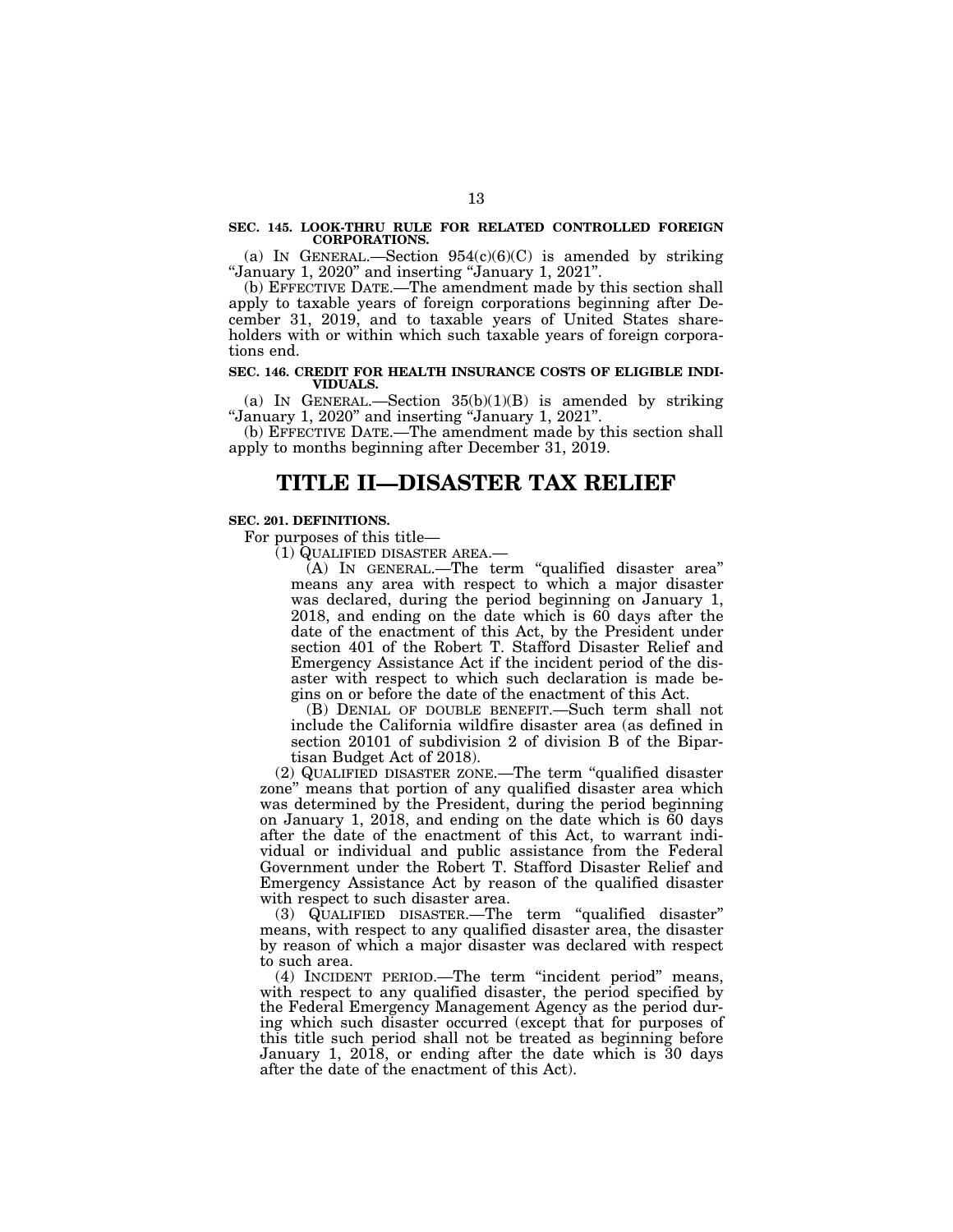**SEC. 145. LOOK-THRU RULE FOR RELATED CONTROLLED FOREIGN CORPORATIONS.**

(a) IN GENERAL.—Section 954(c)(6)(C) is amended by striking "January 1, 2020" and inserting "January 1, 2021".

(b) EFFECTIVE DATE.—The amendment made by this section shall apply to taxable years of foreign corporations beginning after December 31, 2019, and to taxable years of United States shareholders with or within which such taxable years of foreign corporations end.

**SEC. 146. CREDIT FOR HEALTH INSURANCE COSTS OF ELIGIBLE INDIVIDUALS.**

(a) IN GENERAL.—Section 35(b)(1)(B) is amended by striking "January 1, 2020" and inserting "January 1, 2021".

(b) EFFECTIVE DATE.—The amendment made by this section shall apply to months beginning after December 31, 2019.

# TITLE II—DISASTER TAX RELIEF

**SEC. 201. DEFINITIONS.**

For purposes of this title—

(1) QUALIFIED DISASTER AREA.—

(A) IN GENERAL.—The term "qualified disaster area" means any area with respect to which a major disaster was declared, during the period beginning on January 1, 2018, and ending on the date which is 60 days after the date of the enactment of this Act, by the President under section 401 of the Robert T. Stafford Disaster Relief and Emergency Assistance Act if the incident period of the disaster with respect to which such declaration is made begins on or before the date of the enactment of this Act.

(B) DENIAL OF DOUBLE BENEFIT.—Such term shall not include the California wildfire disaster area (as defined in section 20101 of subdivision 2 of division B of the Bipartisan Budget Act of 2018).

(2) QUALIFIED DISASTER ZONE.—The term "qualified disaster zone" means that portion of any qualified disaster area which was determined by the President, during the period beginning on January 1, 2018, and ending on the date which is 60 days after the date of the enactment of this Act, to warrant individual or individual and public assistance from the Federal Government under the Robert T. Stafford Disaster Relief and Emergency Assistance Act by reason of the qualified disaster with respect to such disaster area.

(3) QUALIFIED DISASTER.—The term "qualified disaster" means, with respect to any qualified disaster area, the disaster by reason of which a major disaster was declared with respect to such area.

(4) INCIDENT PERIOD.—The term "incident period" means, with respect to any qualified disaster, the period specified by the Federal Emergency Management Agency as the period during which such disaster occurred (except that for purposes of this title such period shall not be treated as beginning before January 1, 2018, or ending after the date which is 30 days after the date of the enactment of this Act).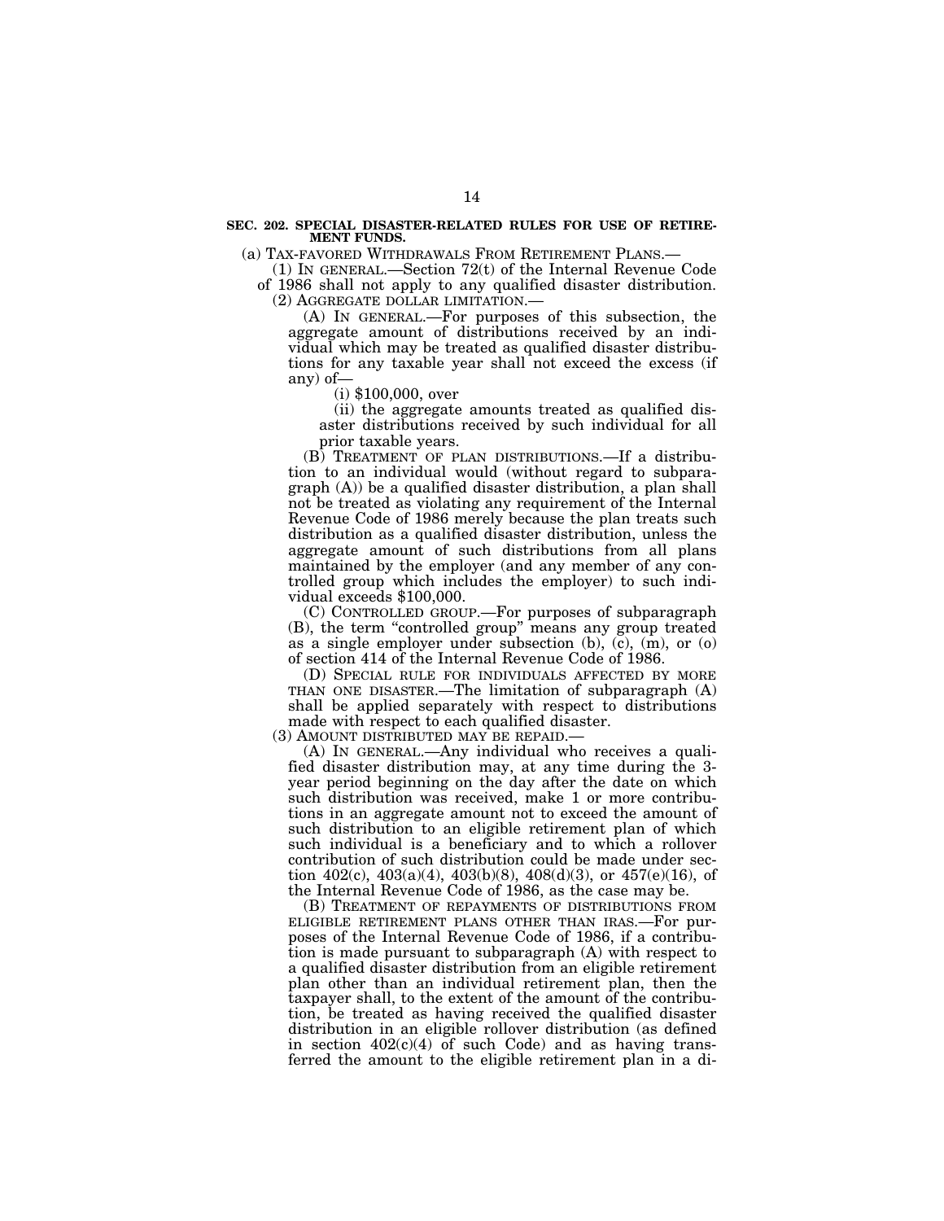**SEC. 202. SPECIAL DISASTER-RELATED RULES FOR USE OF RETIREMENT FUNDS.**

(a) TAX-FAVORED WITHDRAWALS FROM RETIREMENT PLANS.—

(1) IN GENERAL.—Section 72(t) of the Internal Revenue Code of 1986 shall not apply to any qualified disaster distribution.

(2) AGGREGATE DOLLAR LIMITATION.—

(A) IN GENERAL.—For purposes of this subsection, the aggregate amount of distributions received by an individual which may be treated as qualified disaster distributions for any taxable year shall not exceed the excess (if any) of—

(i) $100,000, over

(ii) the aggregate amounts treated as qualified disaster distributions received by such individual for all prior taxable years.

(B) TREATMENT OF PLAN DISTRIBUTIONS.—If a distribution to an individual would (without regard to subparagraph (A)) be a qualified disaster distribution, a plan shall not be treated as violating any requirement of the Internal Revenue Code of 1986 merely because the plan treats such distribution as a qualified disaster distribution, unless the aggregate amount of such distributions from all plans maintained by the employer (and any member of any controlled group which includes the employer) to such individual exceeds $100,000.

(C) CONTROLLED GROUP.—For purposes of subparagraph (B), the term "controlled group" means any group treated as a single employer under subsection (b), (c), (m), or (o) of section 414 of the Internal Revenue Code of 1986.

(D) SPECIAL RULE FOR INDIVIDUALS AFFECTED BY MORE THAN ONE DISASTER.—The limitation of subparagraph (A) shall be applied separately with respect to distributions made with respect to each qualified disaster.

(3) AMOUNT DISTRIBUTED MAY BE REPAID.—

(A) IN GENERAL.—Any individual who receives a qualified disaster distribution may, at any time during the 3-year period beginning on the day after the date on which such distribution was received, make 1 or more contributions in an aggregate amount not to exceed the amount of such distribution to an eligible retirement plan of which such individual is a beneficiary and to which a rollover contribution of such distribution could be made under section 402(c), 403(a)(4), 403(b)(8), 408(d)(3), or 457(e)(16), of the Internal Revenue Code of 1986, as the case may be.

(B) TREATMENT OF REPAYMENTS OF DISTRIBUTIONS FROM ELIGIBLE RETIREMENT PLANS OTHER THAN IRAS.—For purposes of the Internal Revenue Code of 1986, if a contribution is made pursuant to subparagraph (A) with respect to a qualified disaster distribution from an eligible retirement plan other than an individual retirement plan, then the taxpayer shall, to the extent of the amount of the contribution, be treated as having received the qualified disaster distribution in an eligible rollover distribution (as defined in section 402(c)(4) of such Code) and as having transferred the amount to the eligible retirement plan in a di-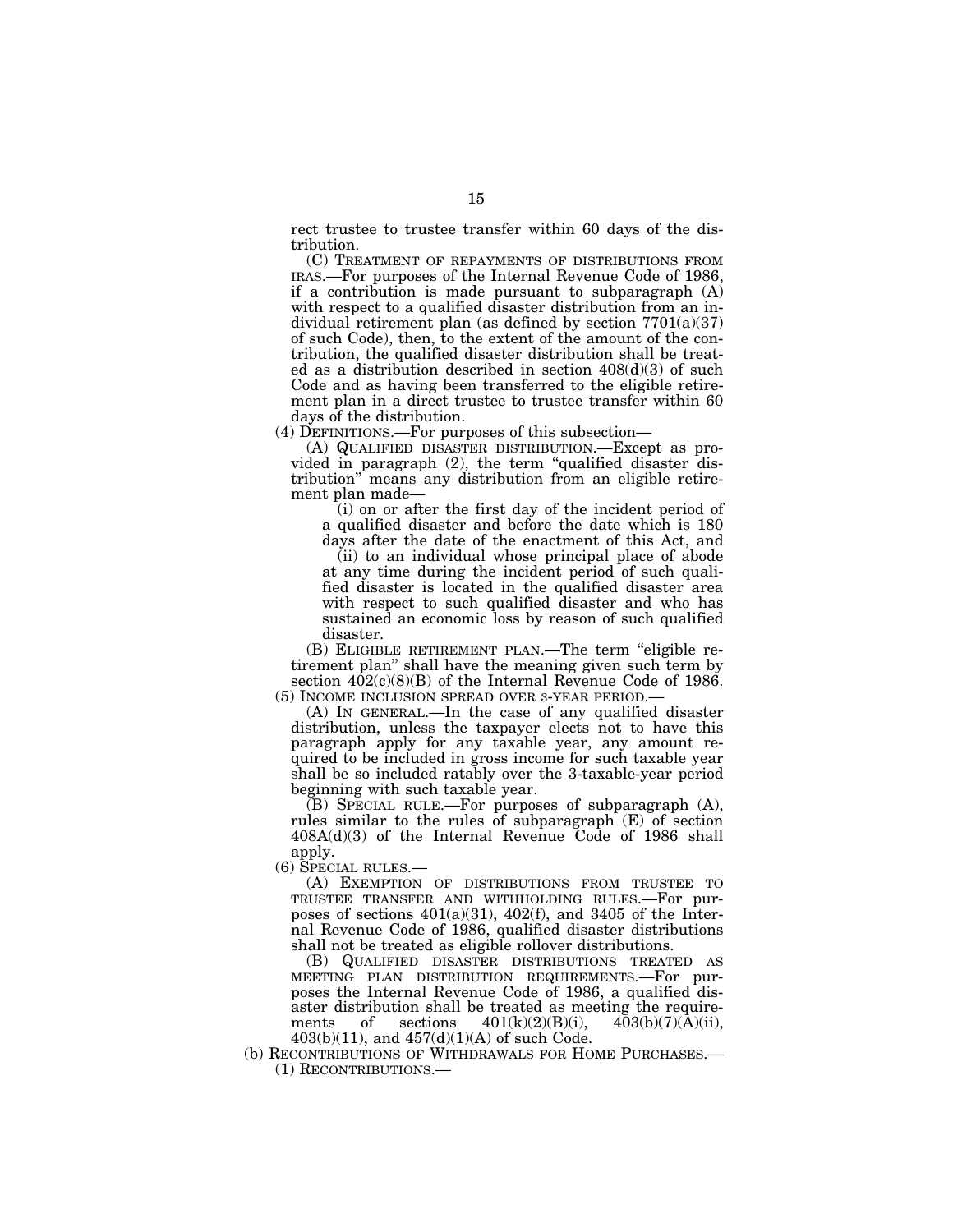rect trustee to trustee transfer within 60 days of the distribution.

(C) TREATMENT OF REPAYMENTS OF DISTRIBUTIONS FROM IRAS.—For purposes of the Internal Revenue Code of 1986, if a contribution is made pursuant to subparagraph (A) with respect to a qualified disaster distribution from an individual retirement plan (as defined by section 7701(a)(37) of such Code), then, to the extent of the amount of the contribution, the qualified disaster distribution shall be treated as a distribution described in section 408(d)(3) of such Code and as having been transferred to the eligible retirement plan in a direct trustee to trustee transfer within 60 days of the distribution.

(4) DEFINITIONS.—For purposes of this subsection—

(A) QUALIFIED DISASTER DISTRIBUTION.—Except as provided in paragraph (2), the term "qualified disaster distribution" means any distribution from an eligible retirement plan made—

(i) on or after the first day of the incident period of a qualified disaster and before the date which is 180 days after the date of the enactment of this Act, and

(ii) to an individual whose principal place of abode at any time during the incident period of such qualified disaster is located in the qualified disaster area with respect to such qualified disaster and who has sustained an economic loss by reason of such qualified disaster.

(B) ELIGIBLE RETIREMENT PLAN.—The term "eligible retirement plan" shall have the meaning given such term by section 402(c)(8)(B) of the Internal Revenue Code of 1986.

(5) INCOME INCLUSION SPREAD OVER 3-YEAR PERIOD.—

(A) IN GENERAL.—In the case of any qualified disaster distribution, unless the taxpayer elects not to have this paragraph apply for any taxable year, any amount required to be included in gross income for such taxable year shall be so included ratably over the 3-taxable-year period beginning with such taxable year.

(B) SPECIAL RULE.—For purposes of subparagraph (A), rules similar to the rules of subparagraph (E) of section 408A(d)(3) of the Internal Revenue Code of 1986 shall apply.

(6) SPECIAL RULES.—

(A) EXEMPTION OF DISTRIBUTIONS FROM TRUSTEE TO TRUSTEE TRANSFER AND WITHHOLDING RULES.—For purposes of sections 401(a)(31), 402(f), and 3405 of the Internal Revenue Code of 1986, qualified disaster distributions shall not be treated as eligible rollover distributions.

(B) QUALIFIED DISASTER DISTRIBUTIONS TREATED AS MEETING PLAN DISTRIBUTION REQUIREMENTS.—For purposes the Internal Revenue Code of 1986, a qualified disaster distribution shall be treated as meeting the requirements of sections 401(k)(2)(B)(i), 403(b)(7)(A)(ii), 403(b)(11), and 457(d)(1)(A) of such Code.

(b) RECONTRIBUTIONS OF WITHDRAWALS FOR HOME PURCHASES.—

(1) RECONTRIBUTIONS.—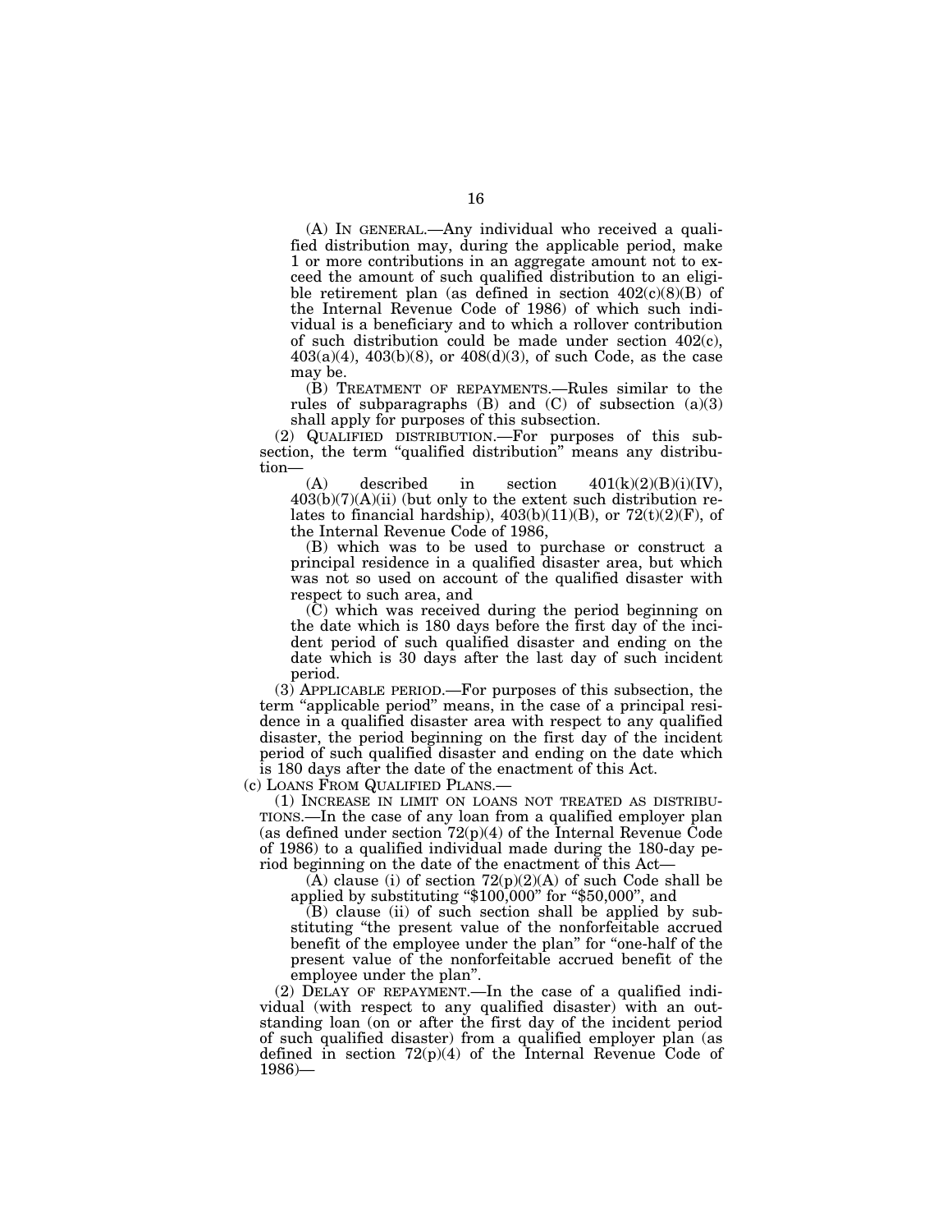(A) IN GENERAL.—Any individual who received a qualified distribution may, during the applicable period, make 1 or more contributions in an aggregate amount not to exceed the amount of such qualified distribution to an eligible retirement plan (as defined in section 402(c)(8)(B) of the Internal Revenue Code of 1986) of which such individual is a beneficiary and to which a rollover contribution of such distribution could be made under section 402(c), 403(a)(4), 403(b)(8), or 408(d)(3), of such Code, as the case may be.

(B) TREATMENT OF REPAYMENTS.—Rules similar to the rules of subparagraphs (B) and (C) of subsection (a)(3) shall apply for purposes of this subsection.

(2) QUALIFIED DISTRIBUTION.—For purposes of this subsection, the term "qualified distribution" means any distribution—

(A) described in section 401(k)(2)(B)(i)(IV), 403(b)(7)(A)(ii) (but only to the extent such distribution relates to financial hardship), 403(b)(11)(B), or 72(t)(2)(F), of the Internal Revenue Code of 1986,

(B) which was to be used to purchase or construct a principal residence in a qualified disaster area, but which was not so used on account of the qualified disaster with respect to such area, and

(C) which was received during the period beginning on the date which is 180 days before the first day of the incident period of such qualified disaster and ending on the date which is 30 days after the last day of such incident period.

(3) APPLICABLE PERIOD.—For purposes of this subsection, the term "applicable period" means, in the case of a principal residence in a qualified disaster area with respect to any qualified disaster, the period beginning on the first day of the incident period of such qualified disaster and ending on the date which is 180 days after the date of the enactment of this Act.

(c) LOANS FROM QUALIFIED PLANS.—

(1) INCREASE IN LIMIT ON LOANS NOT TREATED AS DISTRIBUTIONS.—In the case of any loan from a qualified employer plan (as defined under section 72(p)(4) of the Internal Revenue Code of 1986) to a qualified individual made during the 180-day period beginning on the date of the enactment of this Act—

(A) clause (i) of section 72(p)(2)(A) of such Code shall be applied by substituting "$100,000" for "$50,000", and

(B) clause (ii) of such section shall be applied by substituting "the present value of the nonforfeitable accrued benefit of the employee under the plan" for "one-half of the present value of the nonforfeitable accrued benefit of the employee under the plan".

(2) DELAY OF REPAYMENT.—In the case of a qualified individual (with respect to any qualified disaster) with an outstanding loan (on or after the first day of the incident period of such qualified disaster) from a qualified employer plan (as defined in section 72(p)(4) of the Internal Revenue Code of 1986)—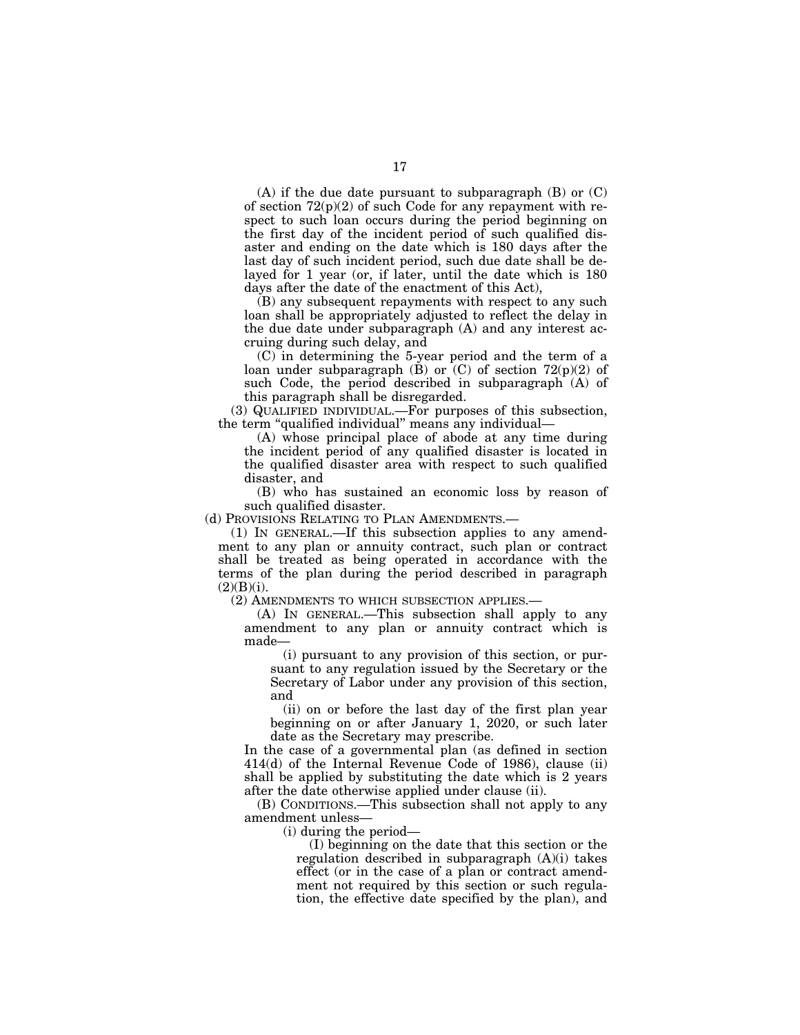(A) if the due date pursuant to subparagraph (B) or (C) of section 72(p)(2) of such Code for any repayment with respect to such loan occurs during the period beginning on the first day of the incident period of such qualified disaster and ending on the date which is 180 days after the last day of such incident period, such due date shall be delayed for 1 year (or, if later, until the date which is 180 days after the date of the enactment of this Act),

(B) any subsequent repayments with respect to any such loan shall be appropriately adjusted to reflect the delay in the due date under subparagraph (A) and any interest accruing during such delay, and

(C) in determining the 5-year period and the term of a loan under subparagraph (B) or (C) of section 72(p)(2) of such Code, the period described in subparagraph (A) of this paragraph shall be disregarded.

(3) QUALIFIED INDIVIDUAL.—For purposes of this subsection, the term "qualified individual" means any individual—

(A) whose principal place of abode at any time during the incident period of any qualified disaster is located in the qualified disaster area with respect to such qualified disaster, and

(B) who has sustained an economic loss by reason of such qualified disaster.

(d) PROVISIONS RELATING TO PLAN AMENDMENTS.—

(1) IN GENERAL.—If this subsection applies to any amendment to any plan or annuity contract, such plan or contract shall be treated as being operated in accordance with the terms of the plan during the period described in paragraph (2)(B)(i).

(2) AMENDMENTS TO WHICH SUBSECTION APPLIES.—

(A) IN GENERAL.—This subsection shall apply to any amendment to any plan or annuity contract which is made—

(i) pursuant to any provision of this section, or pursuant to any regulation issued by the Secretary or the Secretary of Labor under any provision of this section, and

(ii) on or before the last day of the first plan year beginning on or after January 1, 2020, or such later date as the Secretary may prescribe.

In the case of a governmental plan (as defined in section 414(d) of the Internal Revenue Code of 1986), clause (ii) shall be applied by substituting the date which is 2 years after the date otherwise applied under clause (ii).

(B) CONDITIONS.—This subsection shall not apply to any amendment unless—

(i) during the period—

(I) beginning on the date that this section or the regulation described in subparagraph (A)(i) takes effect (or in the case of a plan or contract amendment not required by this section or such regulation, the effective date specified by the plan), and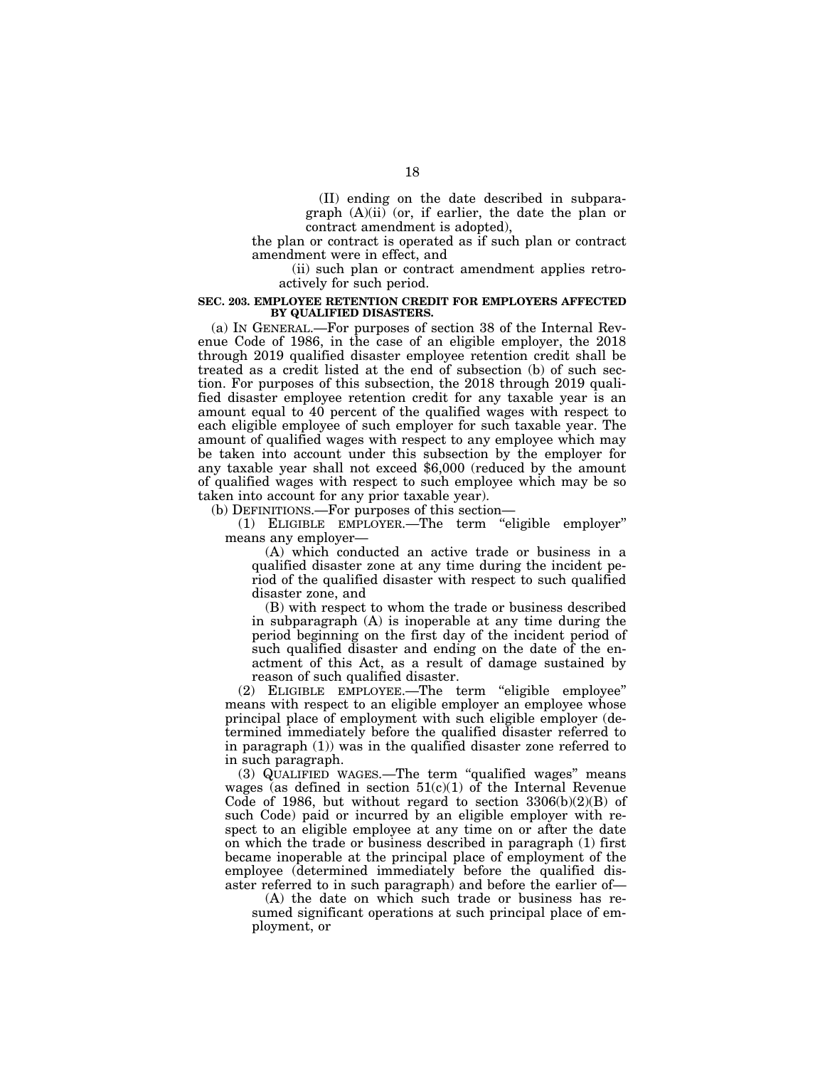(II) ending on the date described in subparagraph (A)(ii) (or, if earlier, the date the plan or contract amendment is adopted),

the plan or contract is operated as if such plan or contract amendment were in effect, and

(ii) such plan or contract amendment applies retroactively for such period.

**SEC. 203. EMPLOYEE RETENTION CREDIT FOR EMPLOYERS AFFECTED BY QUALIFIED DISASTERS.**

(a) IN GENERAL.—For purposes of section 38 of the Internal Revenue Code of 1986, in the case of an eligible employer, the 2018 through 2019 qualified disaster employee retention credit shall be treated as a credit listed at the end of subsection (b) of such section. For purposes of this subsection, the 2018 through 2019 qualified disaster employee retention credit for any taxable year is an amount equal to 40 percent of the qualified wages with respect to each eligible employee of such employer for such taxable year. The amount of qualified wages with respect to any employee which may be taken into account under this subsection by the employer for any taxable year shall not exceed $6,000 (reduced by the amount of qualified wages with respect to such employee which may be so taken into account for any prior taxable year).

(b) DEFINITIONS.—For purposes of this section—

(1) ELIGIBLE EMPLOYER.—The term "eligible employer" means any employer—

(A) which conducted an active trade or business in a qualified disaster zone at any time during the incident period of the qualified disaster with respect to such qualified disaster zone, and

(B) with respect to whom the trade or business described in subparagraph (A) is inoperable at any time during the period beginning on the first day of the incident period of such qualified disaster and ending on the date of the enactment of this Act, as a result of damage sustained by reason of such qualified disaster.

(2) ELIGIBLE EMPLOYEE.—The term "eligible employee" means with respect to an eligible employer an employee whose principal place of employment with such eligible employer (determined immediately before the qualified disaster referred to in paragraph (1)) was in the qualified disaster zone referred to in such paragraph.

(3) QUALIFIED WAGES.—The term "qualified wages" means wages (as defined in section 51(c)(1) of the Internal Revenue Code of 1986, but without regard to section 3306(b)(2)(B) of such Code) paid or incurred by an eligible employer with respect to an eligible employee at any time on or after the date on which the trade or business described in paragraph (1) first became inoperable at the principal place of employment of the employee (determined immediately before the qualified disaster referred to in such paragraph) and before the earlier of—

(A) the date on which such trade or business has resumed significant operations at such principal place of employment, or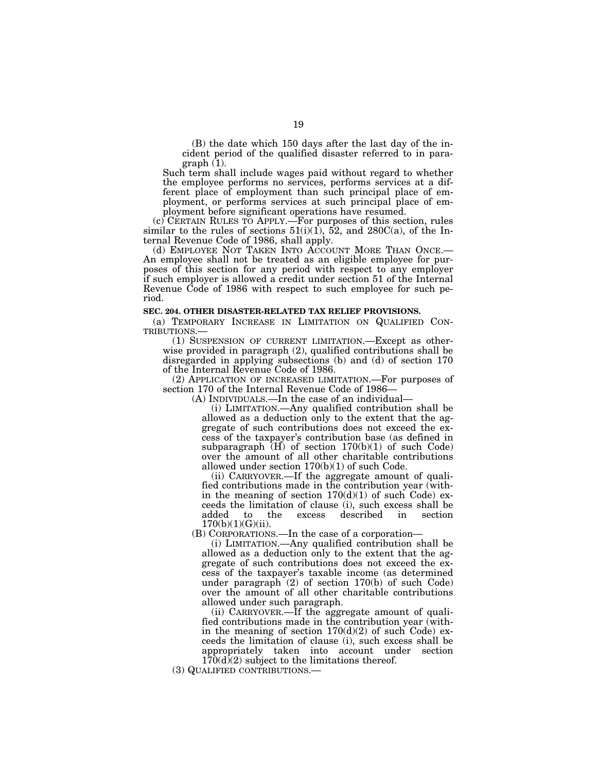(B) the date which 150 days after the last day of the incident period of the qualified disaster referred to in paragraph (1).

Such term shall include wages paid without regard to whether the employee performs no services, performs services at a different place of employment than such principal place of employment, or performs services at such principal place of employment before significant operations have resumed.

(c) CERTAIN RULES TO APPLY.—For purposes of this section, rules similar to the rules of sections 51(i)(1), 52, and 280C(a), of the Internal Revenue Code of 1986, shall apply.

(d) EMPLOYEE NOT TAKEN INTO ACCOUNT MORE THAN ONCE.—An employee shall not be treated as an eligible employee for purposes of this section for any period with respect to any employer if such employer is allowed a credit under section 51 of the Internal Revenue Code of 1986 with respect to such employee for such period.

**SEC. 204. OTHER DISASTER-RELATED TAX RELIEF PROVISIONS.**

(a) TEMPORARY INCREASE IN LIMITATION ON QUALIFIED CONTRIBUTIONS.—

(1) SUSPENSION OF CURRENT LIMITATION.—Except as otherwise provided in paragraph (2), qualified contributions shall be disregarded in applying subsections (b) and (d) of section 170 of the Internal Revenue Code of 1986.

(2) APPLICATION OF INCREASED LIMITATION.—For purposes of section 170 of the Internal Revenue Code of 1986—

(A) INDIVIDUALS.—In the case of an individual—

(i) LIMITATION.—Any qualified contribution shall be allowed as a deduction only to the extent that the aggregate of such contributions does not exceed the excess of the taxpayer's contribution base (as defined in subparagraph (H) of section 170(b)(1) of such Code) over the amount of all other charitable contributions allowed under section 170(b)(1) of such Code.

(ii) CARRYOVER.—If the aggregate amount of qualified contributions made in the contribution year (within the meaning of section 170(d)(1) of such Code) exceeds the limitation of clause (i), such excess shall be added to the excess described in section 170(b)(1)(G)(ii).

(B) CORPORATIONS.—In the case of a corporation—

(i) LIMITATION.—Any qualified contribution shall be allowed as a deduction only to the extent that the aggregate of such contributions does not exceed the excess of the taxpayer's taxable income (as determined under paragraph (2) of section 170(b) of such Code) over the amount of all other charitable contributions allowed under such paragraph.

(ii) CARRYOVER.—If the aggregate amount of qualified contributions made in the contribution year (within the meaning of section 170(d)(2) of such Code) exceeds the limitation of clause (i), such excess shall be appropriately taken into account under section 170(d)(2) subject to the limitations thereof.

(3) QUALIFIED CONTRIBUTIONS.—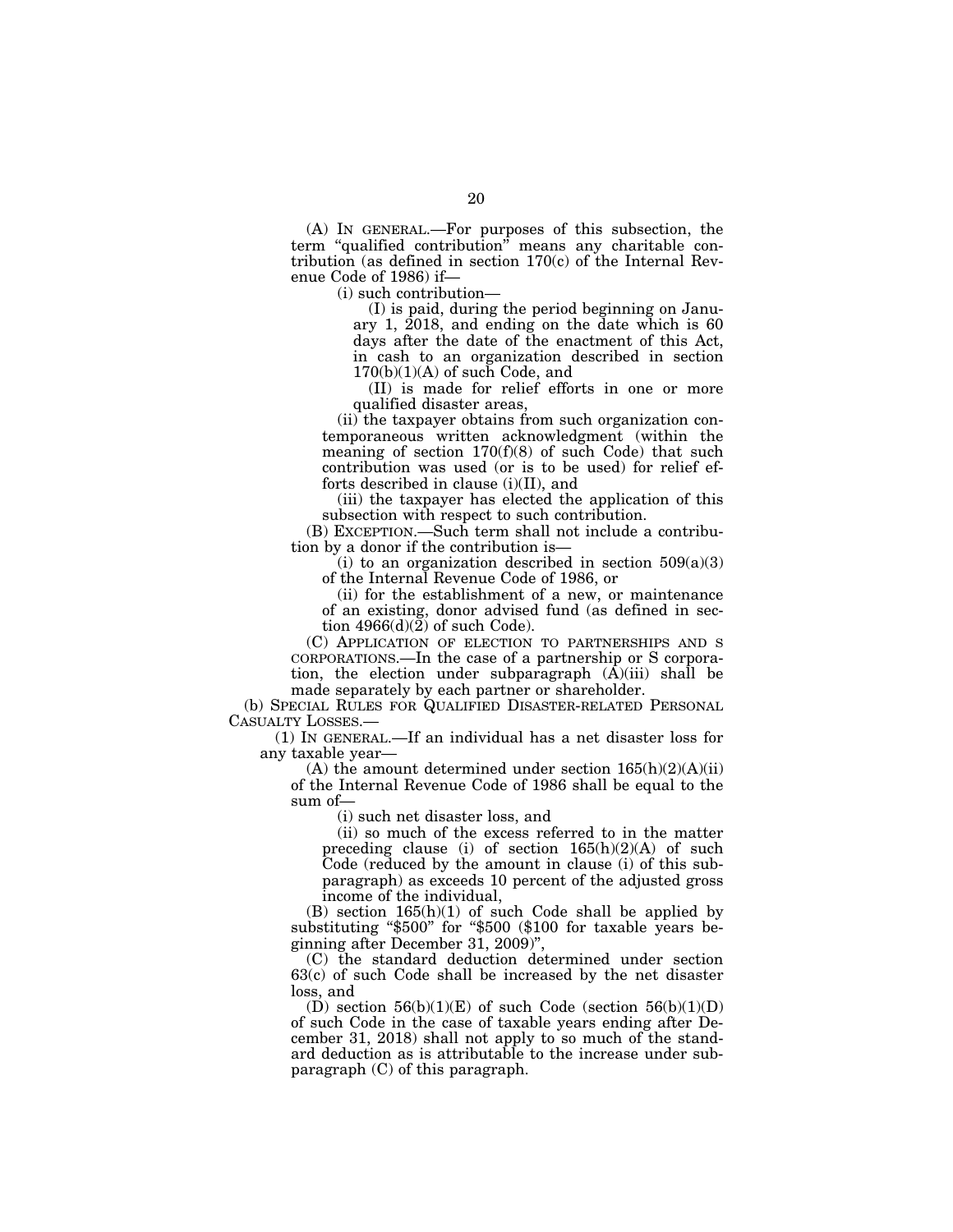(A) IN GENERAL.—For purposes of this subsection, the term "qualified contribution" means any charitable contribution (as defined in section 170(c) of the Internal Revenue Code of 1986) if—

(i) such contribution—

(I) is paid, during the period beginning on January 1, 2018, and ending on the date which is 60 days after the date of the enactment of this Act, in cash to an organization described in section 170(b)(1)(A) of such Code, and

(II) is made for relief efforts in one or more qualified disaster areas,

(ii) the taxpayer obtains from such organization contemporaneous written acknowledgment (within the meaning of section 170(f)(8) of such Code) that such contribution was used (or is to be used) for relief efforts described in clause (i)(II), and

(iii) the taxpayer has elected the application of this subsection with respect to such contribution.

(B) EXCEPTION.—Such term shall not include a contribution by a donor if the contribution is—

(i) to an organization described in section 509(a)(3) of the Internal Revenue Code of 1986, or

(ii) for the establishment of a new, or maintenance of an existing, donor advised fund (as defined in section 4966(d)(2) of such Code).

(C) APPLICATION OF ELECTION TO PARTNERSHIPS AND S CORPORATIONS.—In the case of a partnership or S corporation, the election under subparagraph (A)(iii) shall be made separately by each partner or shareholder.

(b) SPECIAL RULES FOR QUALIFIED DISASTER-RELATED PERSONAL CASUALTY LOSSES.—

(1) IN GENERAL.—If an individual has a net disaster loss for any taxable year—

(A) the amount determined under section 165(h)(2)(A)(ii) of the Internal Revenue Code of 1986 shall be equal to the sum of—

(i) such net disaster loss, and

(ii) so much of the excess referred to in the matter preceding clause (i) of section 165(h)(2)(A) of such Code (reduced by the amount in clause (i) of this subparagraph) as exceeds 10 percent of the adjusted gross income of the individual,

(B) section 165(h)(1) of such Code shall be applied by substituting "$500" for "$500 ($100 for taxable years beginning after December 31, 2009)",

(C) the standard deduction determined under section 63(c) of such Code shall be increased by the net disaster loss, and

(D) section 56(b)(1)(E) of such Code (section 56(b)(1)(D) of such Code in the case of taxable years ending after December 31, 2018) shall not apply to so much of the standard deduction as is attributable to the increase under subparagraph (C) of this paragraph.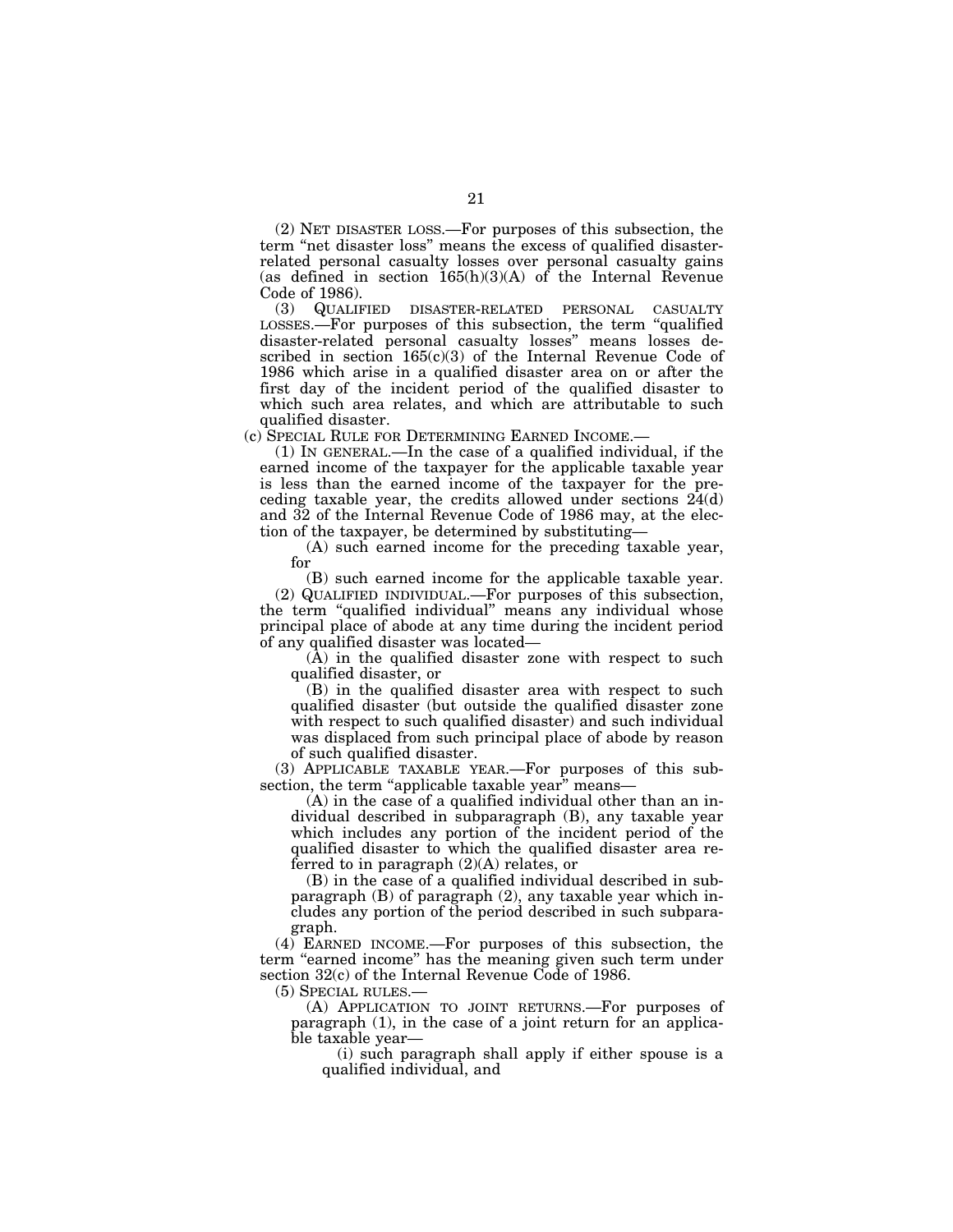(2) NET DISASTER LOSS.—For purposes of this subsection, the term "net disaster loss" means the excess of qualified disaster-related personal casualty losses over personal casualty gains (as defined in section 165(h)(3)(A) of the Internal Revenue Code of 1986).

(3) QUALIFIED DISASTER-RELATED PERSONAL CASUALTY LOSSES.—For purposes of this subsection, the term "qualified disaster-related personal casualty losses" means losses described in section 165(c)(3) of the Internal Revenue Code of 1986 which arise in a qualified disaster area on or after the first day of the incident period of the qualified disaster to which such area relates, and which are attributable to such qualified disaster.

(c) SPECIAL RULE FOR DETERMINING EARNED INCOME.—

(1) IN GENERAL.—In the case of a qualified individual, if the earned income of the taxpayer for the applicable taxable year is less than the earned income of the taxpayer for the preceding taxable year, the credits allowed under sections 24(d) and 32 of the Internal Revenue Code of 1986 may, at the election of the taxpayer, be determined by substituting—

(A) such earned income for the preceding taxable year, for

(B) such earned income for the applicable taxable year.

(2) QUALIFIED INDIVIDUAL.—For purposes of this subsection, the term "qualified individual" means any individual whose principal place of abode at any time during the incident period of any qualified disaster was located—

(A) in the qualified disaster zone with respect to such qualified disaster, or

(B) in the qualified disaster area with respect to such qualified disaster (but outside the qualified disaster zone with respect to such qualified disaster) and such individual was displaced from such principal place of abode by reason of such qualified disaster.

(3) APPLICABLE TAXABLE YEAR.—For purposes of this subsection, the term "applicable taxable year" means—

(A) in the case of a qualified individual other than an individual described in subparagraph (B), any taxable year which includes any portion of the incident period of the qualified disaster to which the qualified disaster area referred to in paragraph (2)(A) relates, or

(B) in the case of a qualified individual described in subparagraph (B) of paragraph (2), any taxable year which includes any portion of the period described in such subparagraph.

(4) EARNED INCOME.—For purposes of this subsection, the term "earned income" has the meaning given such term under section 32(c) of the Internal Revenue Code of 1986.

(5) SPECIAL RULES.—

(A) APPLICATION TO JOINT RETURNS.—For purposes of paragraph (1), in the case of a joint return for an applicable taxable year—

(i) such paragraph shall apply if either spouse is a qualified individual, and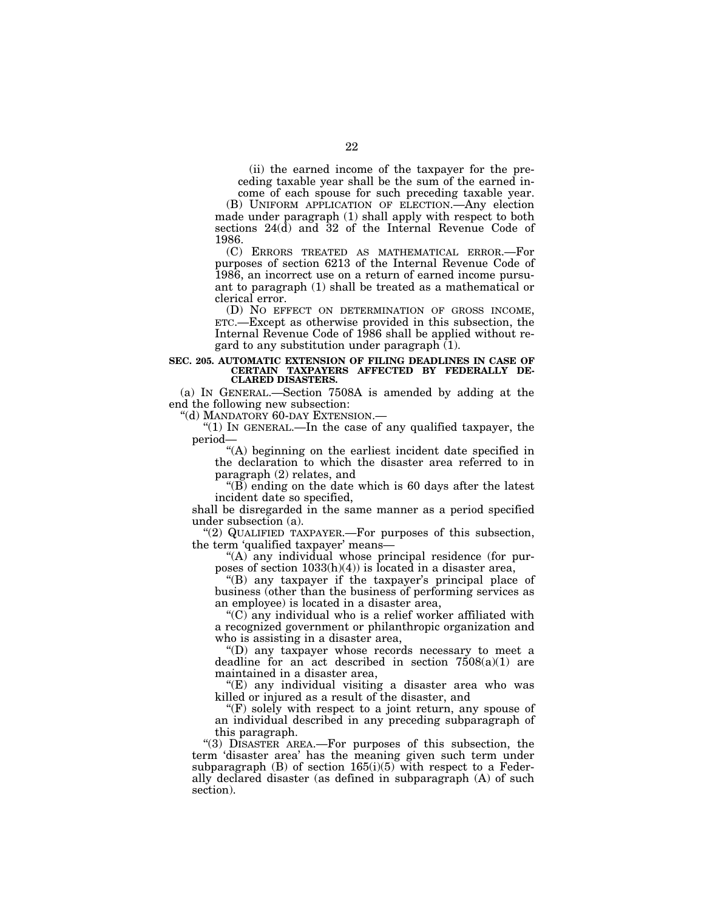(ii) the earned income of the taxpayer for the preceding taxable year shall be the sum of the earned income of each spouse for such preceding taxable year.

(B) UNIFORM APPLICATION OF ELECTION.—Any election made under paragraph (1) shall apply with respect to both sections 24(d) and 32 of the Internal Revenue Code of 1986.

(C) ERRORS TREATED AS MATHEMATICAL ERROR.—For purposes of section 6213 of the Internal Revenue Code of 1986, an incorrect use on a return of earned income pursuant to paragraph (1) shall be treated as a mathematical or clerical error.

(D) NO EFFECT ON DETERMINATION OF GROSS INCOME, ETC.—Except as otherwise provided in this subsection, the Internal Revenue Code of 1986 shall be applied without regard to any substitution under paragraph (1).

**SEC. 205. AUTOMATIC EXTENSION OF FILING DEADLINES IN CASE OF CERTAIN TAXPAYERS AFFECTED BY FEDERALLY DECLARED DISASTERS.**

(a) IN GENERAL.—Section 7508A is amended by adding at the end the following new subsection:

"(d) MANDATORY 60-DAY EXTENSION.—

"(1) IN GENERAL.—In the case of any qualified taxpayer, the period—

"(A) beginning on the earliest incident date specified in the declaration to which the disaster area referred to in paragraph (2) relates, and

"(B) ending on the date which is 60 days after the latest incident date so specified,

shall be disregarded in the same manner as a period specified under subsection (a).

"(2) QUALIFIED TAXPAYER.—For purposes of this subsection, the term 'qualified taxpayer' means—

"(A) any individual whose principal residence (for purposes of section 1033(h)(4)) is located in a disaster area,

"(B) any taxpayer if the taxpayer's principal place of business (other than the business of performing services as an employee) is located in a disaster area,

"(C) any individual who is a relief worker affiliated with a recognized government or philanthropic organization and who is assisting in a disaster area,

"(D) any taxpayer whose records necessary to meet a deadline for an act described in section 7508(a)(1) are maintained in a disaster area,

"(E) any individual visiting a disaster area who was killed or injured as a result of the disaster, and

"(F) solely with respect to a joint return, any spouse of an individual described in any preceding subparagraph of this paragraph.

"(3) DISASTER AREA.—For purposes of this subsection, the term 'disaster area' has the meaning given such term under subparagraph (B) of section 165(i)(5) with respect to a Federally declared disaster (as defined in subparagraph (A) of such section).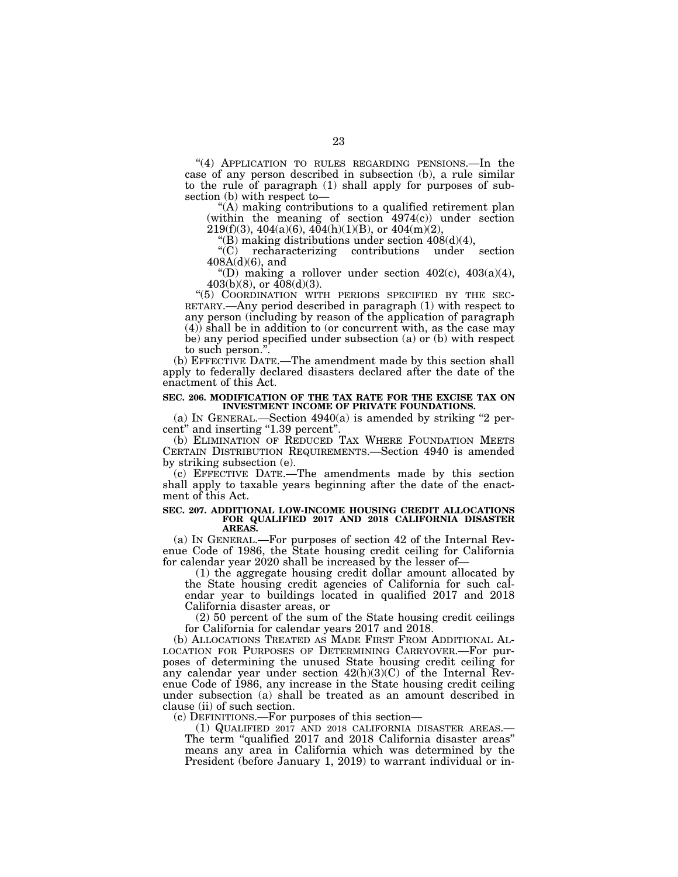"(4) APPLICATION TO RULES REGARDING PENSIONS.—In the case of any person described in subsection (b), a rule similar to the rule of paragraph (1) shall apply for purposes of subsection (b) with respect to—

"(A) making contributions to a qualified retirement plan (within the meaning of section 4974(c)) under section 219(f)(3), 404(a)(6), 404(h)(1)(B), or 404(m)(2),

"(B) making distributions under section 408(d)(4),

"(C) recharacterizing contributions under section 408A(d)(6), and

"(D) making a rollover under section 402(c), 403(a)(4), 403(b)(8), or 408(d)(3).

"(5) COORDINATION WITH PERIODS SPECIFIED BY THE SECRETARY.—Any period described in paragraph (1) with respect to any person (including by reason of the application of paragraph (4)) shall be in addition to (or concurrent with, as the case may be) any period specified under subsection (a) or (b) with respect to such person.".

(b) EFFECTIVE DATE.—The amendment made by this section shall apply to federally declared disasters declared after the date of the enactment of this Act.

**SEC. 206. MODIFICATION OF THE TAX RATE FOR THE EXCISE TAX ON INVESTMENT INCOME OF PRIVATE FOUNDATIONS.**

(a) IN GENERAL.—Section 4940(a) is amended by striking "2 percent" and inserting "1.39 percent".

(b) ELIMINATION OF REDUCED TAX WHERE FOUNDATION MEETS CERTAIN DISTRIBUTION REQUIREMENTS.—Section 4940 is amended by striking subsection (e).

(c) EFFECTIVE DATE.—The amendments made by this section shall apply to taxable years beginning after the date of the enactment of this Act.

**SEC. 207. ADDITIONAL LOW-INCOME HOUSING CREDIT ALLOCATIONS FOR QUALIFIED 2017 AND 2018 CALIFORNIA DISASTER AREAS.**

(a) IN GENERAL.—For purposes of section 42 of the Internal Revenue Code of 1986, the State housing credit ceiling for California for calendar year 2020 shall be increased by the lesser of—

(1) the aggregate housing credit dollar amount allocated by the State housing credit agencies of California for such calendar year to buildings located in qualified 2017 and 2018 California disaster areas, or

(2) 50 percent of the sum of the State housing credit ceilings for California for calendar years 2017 and 2018.

(b) ALLOCATIONS TREATED AS MADE FIRST FROM ADDITIONAL ALLOCATION FOR PURPOSES OF DETERMINING CARRYOVER.—For purposes of determining the unused State housing credit ceiling for any calendar year under section 42(h)(3)(C) of the Internal Revenue Code of 1986, any increase in the State housing credit ceiling under subsection (a) shall be treated as an amount described in clause (ii) of such section.

(c) DEFINITIONS.—For purposes of this section—

(1) QUALIFIED 2017 AND 2018 CALIFORNIA DISASTER AREAS.—The term "qualified 2017 and 2018 California disaster areas" means any area in California which was determined by the President (before January 1, 2019) to warrant individual or in-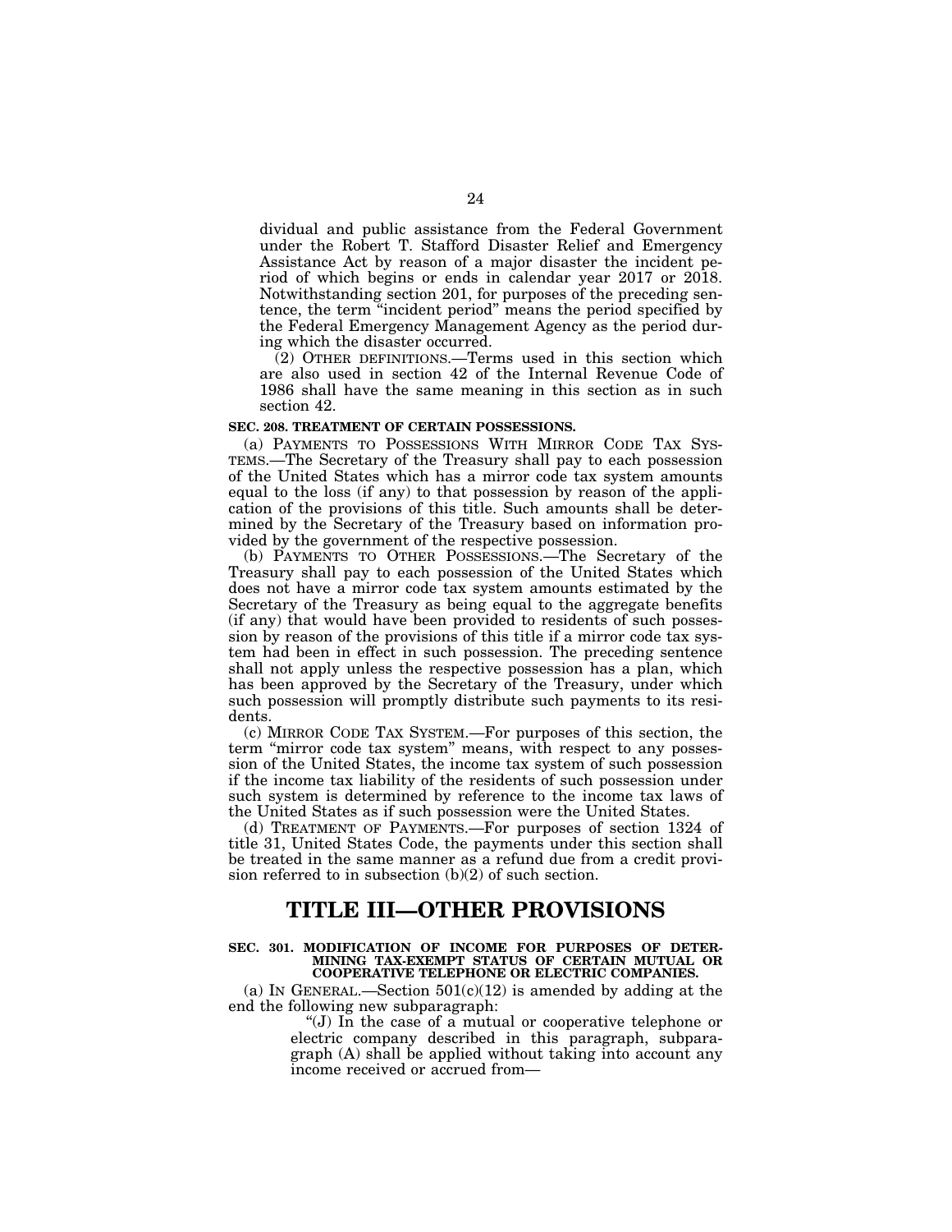dividual and public assistance from the Federal Government under the Robert T. Stafford Disaster Relief and Emergency Assistance Act by reason of a major disaster the incident period of which begins or ends in calendar year 2017 or 2018. Notwithstanding section 201, for purposes of the preceding sentence, the term "incident period" means the period specified by the Federal Emergency Management Agency as the period during which the disaster occurred.

(2) OTHER DEFINITIONS.—Terms used in this section which are also used in section 42 of the Internal Revenue Code of 1986 shall have the same meaning in this section as in such section 42.

**SEC. 208. TREATMENT OF CERTAIN POSSESSIONS.**

(a) PAYMENTS TO POSSESSIONS WITH MIRROR CODE TAX SYSTEMS.—The Secretary of the Treasury shall pay to each possession of the United States which has a mirror code tax system amounts equal to the loss (if any) to that possession by reason of the application of the provisions of this title. Such amounts shall be determined by the Secretary of the Treasury based on information provided by the government of the respective possession.

(b) PAYMENTS TO OTHER POSSESSIONS.—The Secretary of the Treasury shall pay to each possession of the United States which does not have a mirror code tax system amounts estimated by the Secretary of the Treasury as being equal to the aggregate benefits (if any) that would have been provided to residents of such possession by reason of the provisions of this title if a mirror code tax system had been in effect in such possession. The preceding sentence shall not apply unless the respective possession has a plan, which has been approved by the Secretary of the Treasury, under which such possession will promptly distribute such payments to its residents.

(c) MIRROR CODE TAX SYSTEM.—For purposes of this section, the term "mirror code tax system" means, with respect to any possession of the United States, the income tax system of such possession if the income tax liability of the residents of such possession under such system is determined by reference to the income tax laws of the United States as if such possession were the United States.

(d) TREATMENT OF PAYMENTS.—For purposes of section 1324 of title 31, United States Code, the payments under this section shall be treated in the same manner as a refund due from a credit provision referred to in subsection (b)(2) of such section.

# TITLE III—OTHER PROVISIONS

**SEC. 301. MODIFICATION OF INCOME FOR PURPOSES OF DETERMINING TAX-EXEMPT STATUS OF CERTAIN MUTUAL OR COOPERATIVE TELEPHONE OR ELECTRIC COMPANIES.**

(a) IN GENERAL.—Section 501(c)(12) is amended by adding at the end the following new subparagraph:

"(J) In the case of a mutual or cooperative telephone or electric company described in this paragraph, subparagraph (A) shall be applied without taking into account any income received or accrued from—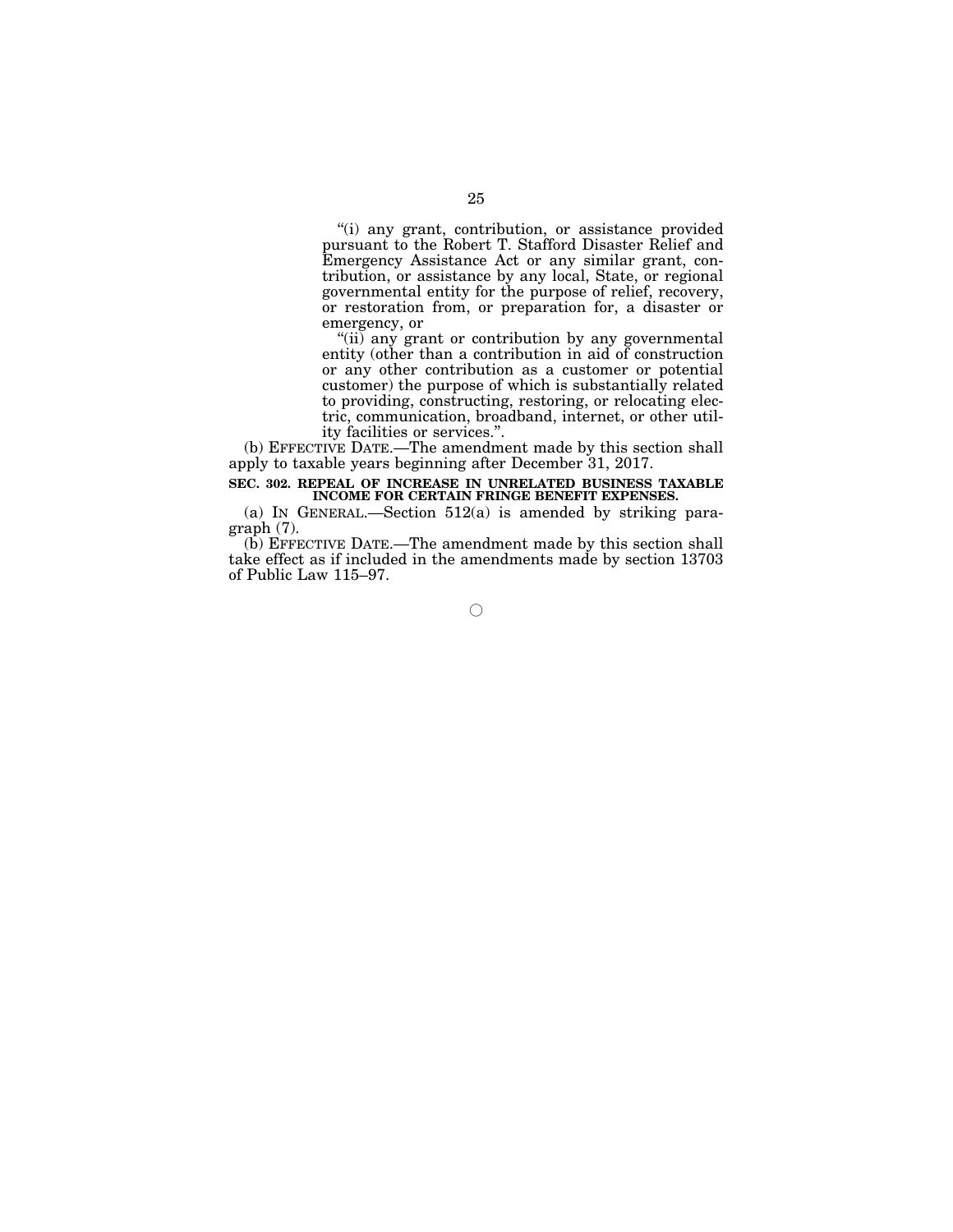"(i) any grant, contribution, or assistance provided pursuant to the Robert T. Stafford Disaster Relief and Emergency Assistance Act or any similar grant, contribution, or assistance by any local, State, or regional governmental entity for the purpose of relief, recovery, or restoration from, or preparation for, a disaster or emergency, or

"(ii) any grant or contribution by any governmental entity (other than a contribution in aid of construction or any other contribution as a customer or potential customer) the purpose of which is substantially related to providing, constructing, restoring, or relocating electric, communication, broadband, internet, or other utility facilities or services.".

(b) EFFECTIVE DATE.—The amendment made by this section shall apply to taxable years beginning after December 31, 2017.

**SEC. 302. REPEAL OF INCREASE IN UNRELATED BUSINESS TAXABLE INCOME FOR CERTAIN FRINGE BENEFIT EXPENSES.**

(a) IN GENERAL.—Section 512(a) is amended by striking paragraph (7).

(b) EFFECTIVE DATE.—The amendment made by this section shall take effect as if included in the amendments made by section 13703 of Public Law 115–97.

○